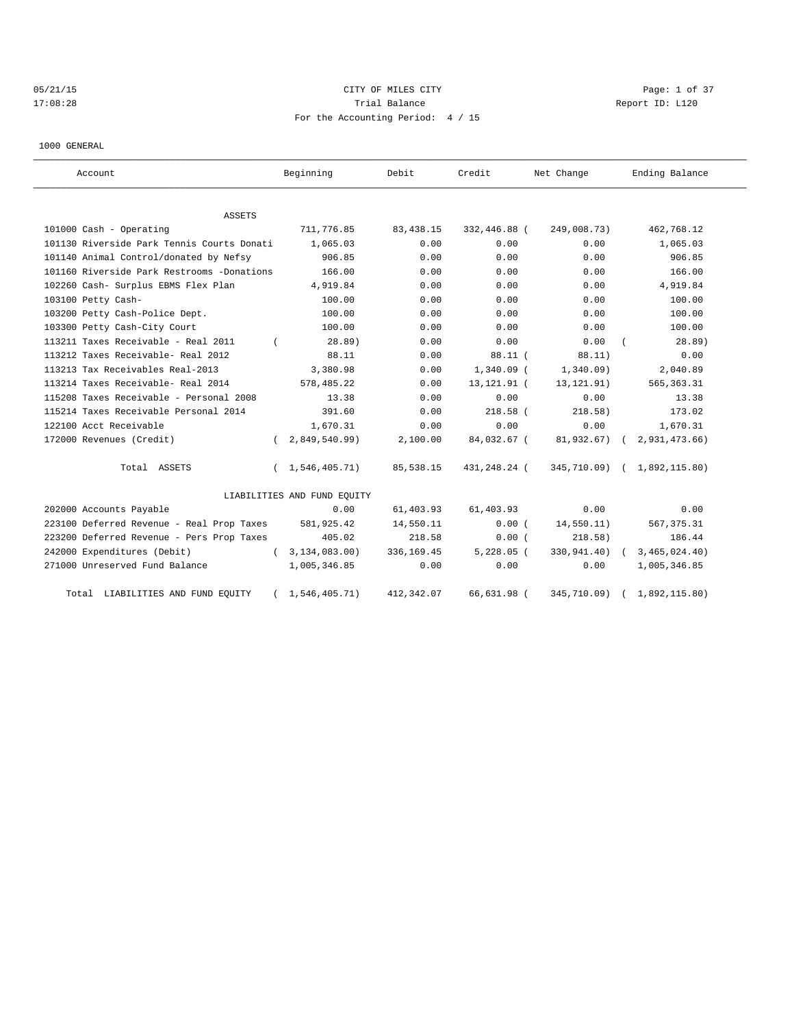05/21/15 CITY OF MILES CITY
17:08:28 Trial Balance Report ID: L120
For the Accounting Period: 4 / 15

1000 GENERAL

| Account | Beginning | Debit | Credit | Net Change | Ending Balance |
|---|---|---|---|---|---|
| ASSETS | | | | | |
| 101000 Cash - Operating | 711,776.85 | 83,438.15 | 332,446.88 | ( 249,008.73) | 462,768.12 |
| 101130 Riverside Park Tennis Courts Donati | 1,065.03 | 0.00 | 0.00 | 0.00 | 1,065.03 |
| 101140 Animal Control/donated by Nefsy | 906.85 | 0.00 | 0.00 | 0.00 | 906.85 |
| 101160 Riverside Park Restrooms -Donations | 166.00 | 0.00 | 0.00 | 0.00 | 166.00 |
| 102260 Cash- Surplus EBMS Flex Plan | 4,919.84 | 0.00 | 0.00 | 0.00 | 4,919.84 |
| 103100 Petty Cash- | 100.00 | 0.00 | 0.00 | 0.00 | 100.00 |
| 103200 Petty Cash-Police Dept. | 100.00 | 0.00 | 0.00 | 0.00 | 100.00 |
| 103300 Petty Cash-City Court | 100.00 | 0.00 | 0.00 | 0.00 | 100.00 |
| 113211 Taxes Receivable - Real 2011 | ( 28.89) | 0.00 | 0.00 | 0.00 | ( 28.89) |
| 113212 Taxes Receivable- Real 2012 | 88.11 | 0.00 | 88.11 | ( 88.11) | 0.00 |
| 113213 Tax Receivables Real-2013 | 3,380.98 | 0.00 | 1,340.09 | ( 1,340.09) | 2,040.89 |
| 113214 Taxes Receivable- Real 2014 | 578,485.22 | 0.00 | 13,121.91 | ( 13,121.91) | 565,363.31 |
| 115208 Taxes Receivable - Personal 2008 | 13.38 | 0.00 | 0.00 | 0.00 | 13.38 |
| 115214 Taxes Receivable Personal 2014 | 391.60 | 0.00 | 218.58 | ( 218.58) | 173.02 |
| 122100 Acct Receivable | 1,670.31 | 0.00 | 0.00 | 0.00 | 1,670.31 |
| 172000 Revenues (Credit) | ( 2,849,540.99) | 2,100.00 | 84,032.67 | ( 81,932.67) | ( 2,931,473.66) |
| Total ASSETS | ( 1,546,405.71) | 85,538.15 | 431,248.24 | ( 345,710.09) | ( 1,892,115.80) |
| LIABILITIES AND FUND EQUITY | | | | | |
| 202000 Accounts Payable | 0.00 | 61,403.93 | 61,403.93 | 0.00 | 0.00 |
| 223100 Deferred Revenue - Real Prop Taxes | 581,925.42 | 14,550.11 | 0.00 | ( 14,550.11) | 567,375.31 |
| 223200 Deferred Revenue - Pers Prop Taxes | 405.02 | 218.58 | 0.00 | ( 218.58) | 186.44 |
| 242000 Expenditures (Debit) | ( 3,134,083.00) | 336,169.45 | 5,228.05 | ( 330,941.40) | ( 3,465,024.40) |
| 271000 Unreserved Fund Balance | 1,005,346.85 | 0.00 | 0.00 | 0.00 | 1,005,346.85 |
| Total LIABILITIES AND FUND EQUITY | ( 1,546,405.71) | 412,342.07 | 66,631.98 | ( 345,710.09) | ( 1,892,115.80) |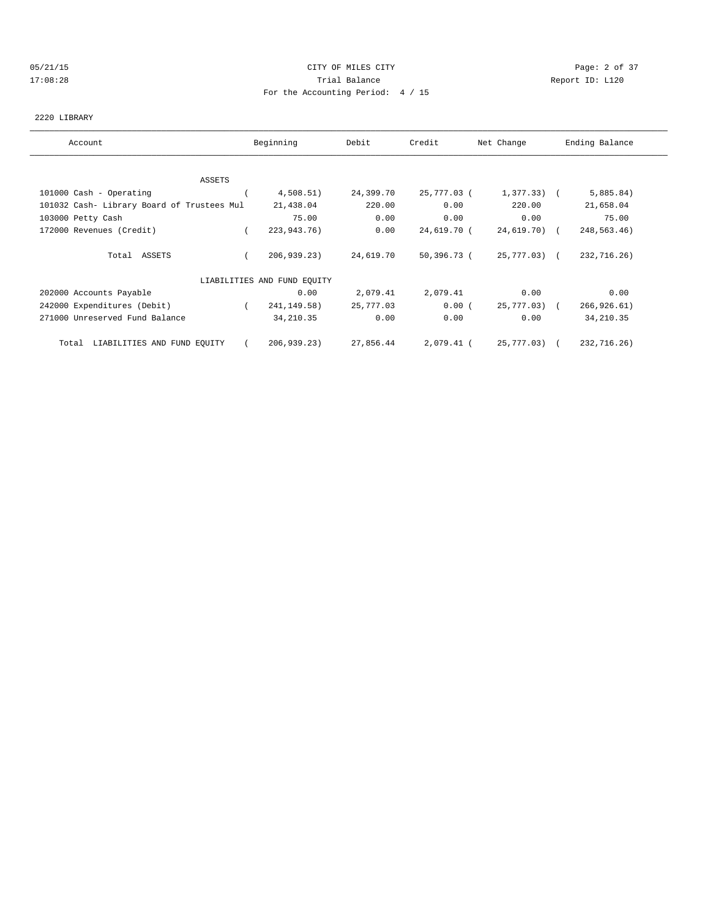CITY OF MILES CITY

Trial Balance

For the Accounting Period: 4 / 15

05/21/15 17:08:28 Report ID: L120

2220 LIBRARY

| Account | Beginning | Debit | Credit | Net Change | Ending Balance |
|---|---|---|---|---|---|
| ASSETS | | | | | |
| 101000 Cash - Operating | ( 4,508.51) | 24,399.70 | 25,777.03 | ( 1,377.33) | ( 5,885.84) |
| 101032 Cash- Library Board of Trustees Mul | 21,438.04 | 220.00 | 0.00 | 220.00 | 21,658.04 |
| 103000 Petty Cash | 75.00 | 0.00 | 0.00 | 0.00 | 75.00 |
| 172000 Revenues (Credit) | ( 223,943.76) | 0.00 | 24,619.70 | ( 24,619.70) | ( 248,563.46) |
| Total ASSETS | ( 206,939.23) | 24,619.70 | 50,396.73 | ( 25,777.03) | ( 232,716.26) |
| LIABILITIES AND FUND EQUITY | | | | | |
| 202000 Accounts Payable | 0.00 | 2,079.41 | 2,079.41 | 0.00 | 0.00 |
| 242000 Expenditures (Debit) | ( 241,149.58) | 25,777.03 | 0.00 | ( 25,777.03) | ( 266,926.61) |
| 271000 Unreserved Fund Balance | 34,210.35 | 0.00 | 0.00 | 0.00 | 34,210.35 |
| Total LIABILITIES AND FUND EQUITY | ( 206,939.23) | 27,856.44 | 2,079.41 | ( 25,777.03) | ( 232,716.26) |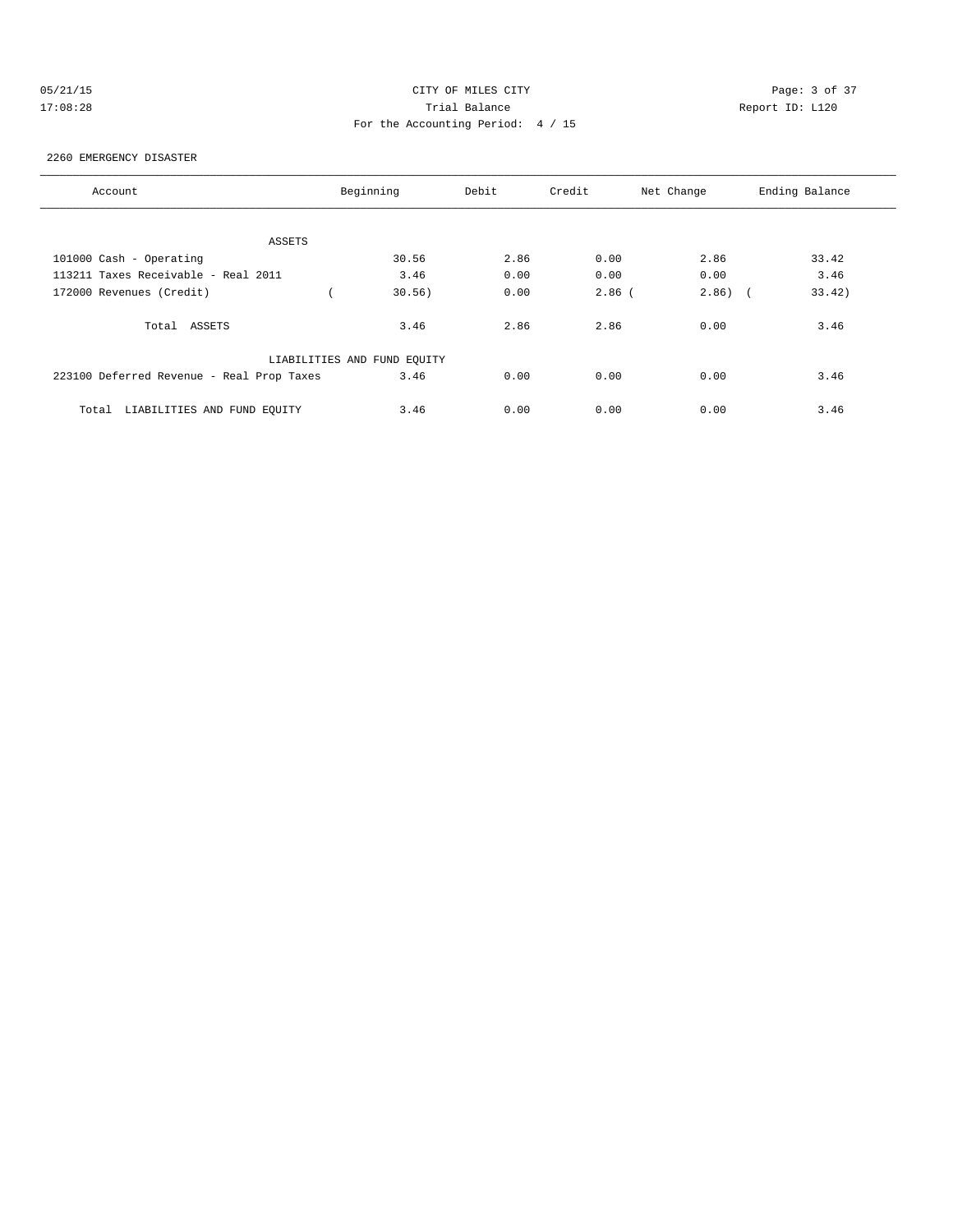CITY OF MILES CITY

Trial Balance

For the Accounting Period: 4 / 15

05/21/15 17:08:28 Report ID: L120

2260 EMERGENCY DISASTER

| Account | Beginning | Debit | Credit | Net Change | Ending Balance |
|---|---|---|---|---|---|
| ASSETS | | | | | |
| 101000 Cash - Operating | 30.56 | 2.86 | 0.00 | 2.86 | 33.42 |
| 113211 Taxes Receivable - Real 2011 | 3.46 | 0.00 | 0.00 | 0.00 | 3.46 |
| 172000 Revenues (Credit) | ( 30.56) | 0.00 | 2.86 | ( 2.86) | ( 33.42) |
| Total ASSETS | 3.46 | 2.86 | 2.86 | 0.00 | 3.46 |
| LIABILITIES AND FUND EQUITY | | | | | |
| 223100 Deferred Revenue - Real Prop Taxes | 3.46 | 0.00 | 0.00 | 0.00 | 3.46 |
| Total LIABILITIES AND FUND EQUITY | 3.46 | 0.00 | 0.00 | 0.00 | 3.46 |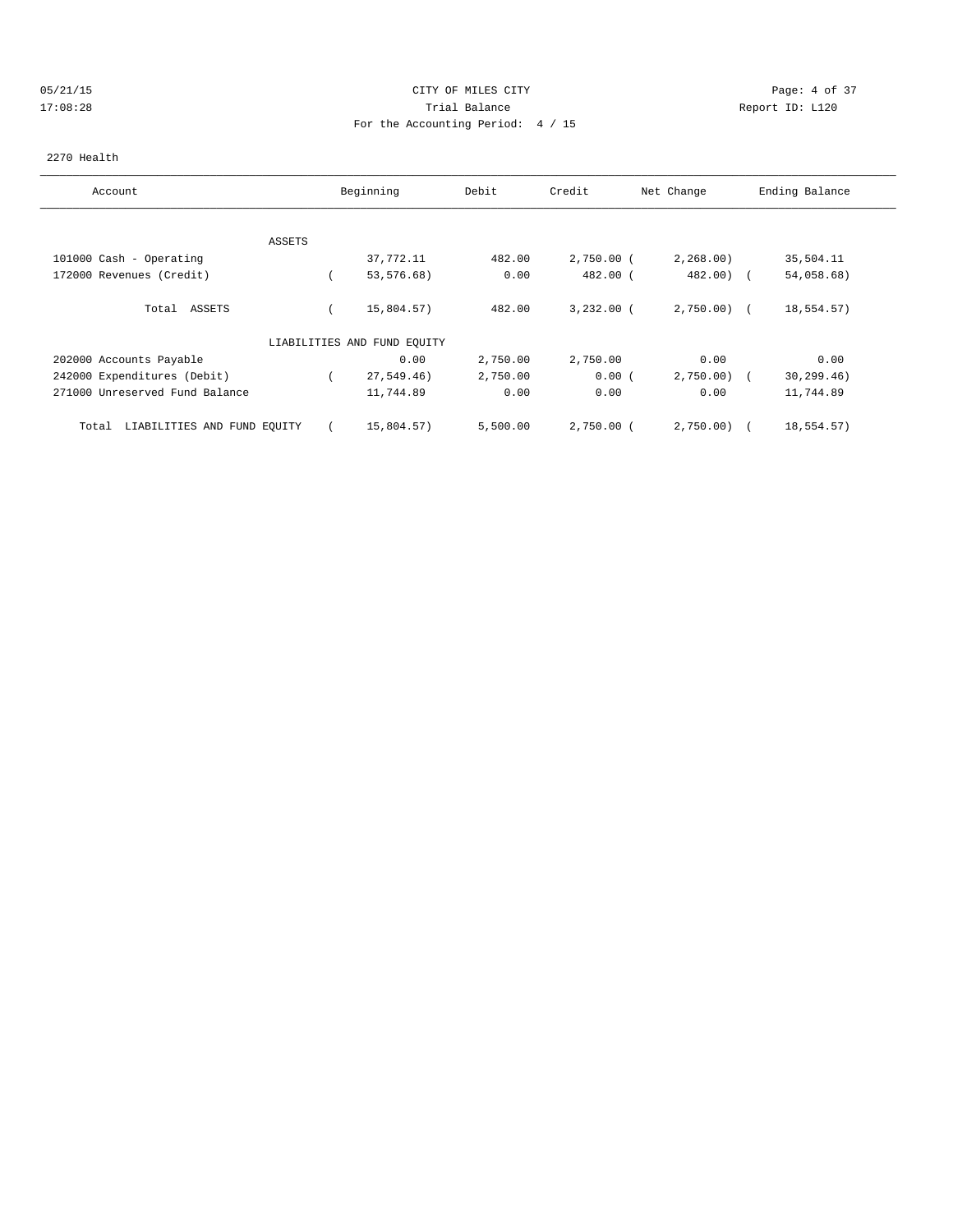05/21/15 CITY OF MILES CITY
17:08:28 Trial Balance Report ID: L120
For the Accounting Period: 4 / 15

2270 Health

| Account | Beginning | Debit | Credit | Net Change | Ending Balance |
|---|---|---|---|---|---|
| ASSETS | | | | | |
| 101000 Cash - Operating | 37,772.11 | 482.00 | 2,750.00 | (2,268.00) | 35,504.11 |
| 172000 Revenues (Credit) | (53,576.68) | 0.00 | 482.00 | (482.00) | (54,058.68) |
| Total ASSETS | (15,804.57) | 482.00 | 3,232.00 | (2,750.00) | (18,554.57) |
| LIABILITIES AND FUND EQUITY | | | | | |
| 202000 Accounts Payable | 0.00 | 2,750.00 | 2,750.00 | 0.00 | 0.00 |
| 242000 Expenditures (Debit) | (27,549.46) | 2,750.00 | 0.00 | (2,750.00) | (30,299.46) |
| 271000 Unreserved Fund Balance | 11,744.89 | 0.00 | 0.00 | 0.00 | 11,744.89 |
| Total LIABILITIES AND FUND EQUITY | (15,804.57) | 5,500.00 | 2,750.00 | (2,750.00) | (18,554.57) |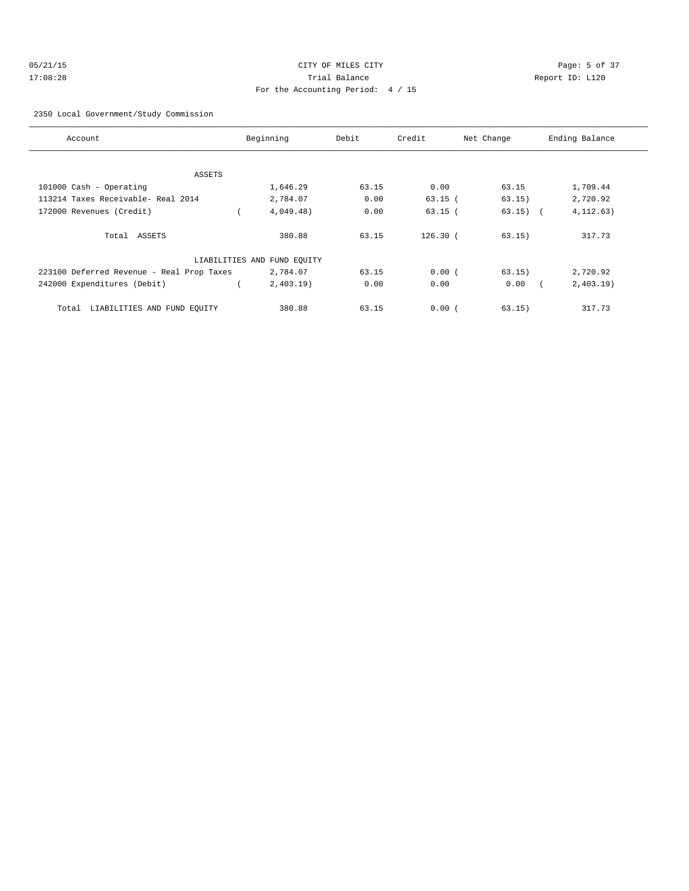CITY OF MILES CITY

Trial Balance

For the Accounting Period: 4 / 15

05/21/15 17:08:28 — Report ID: L120

2350 Local Government/Study Commission

| Account | Beginning | Debit | Credit | Net Change | Ending Balance |
|---|---|---|---|---|---|
| **ASSETS** | | | | | |
| 101000 Cash - Operating | 1,646.29 | 63.15 | 0.00 | 63.15 | 1,709.44 |
| 113214 Taxes Receivable- Real 2014 | 2,784.07 | 0.00 | 63.15 | (63.15) | 2,720.92 |
| 172000 Revenues (Credit) | (4,049.48) | 0.00 | 63.15 | (63.15) | (4,112.63) |
| Total ASSETS | 380.88 | 63.15 | 126.30 | (63.15) | 317.73 |
| **LIABILITIES AND FUND EQUITY** | | | | | |
| 223100 Deferred Revenue - Real Prop Taxes | 2,784.07 | 63.15 | 0.00 | (63.15) | 2,720.92 |
| 242000 Expenditures (Debit) | (2,403.19) | 0.00 | 0.00 | 0.00 | (2,403.19) |
| Total LIABILITIES AND FUND EQUITY | 380.88 | 63.15 | 0.00 | (63.15) | 317.73 |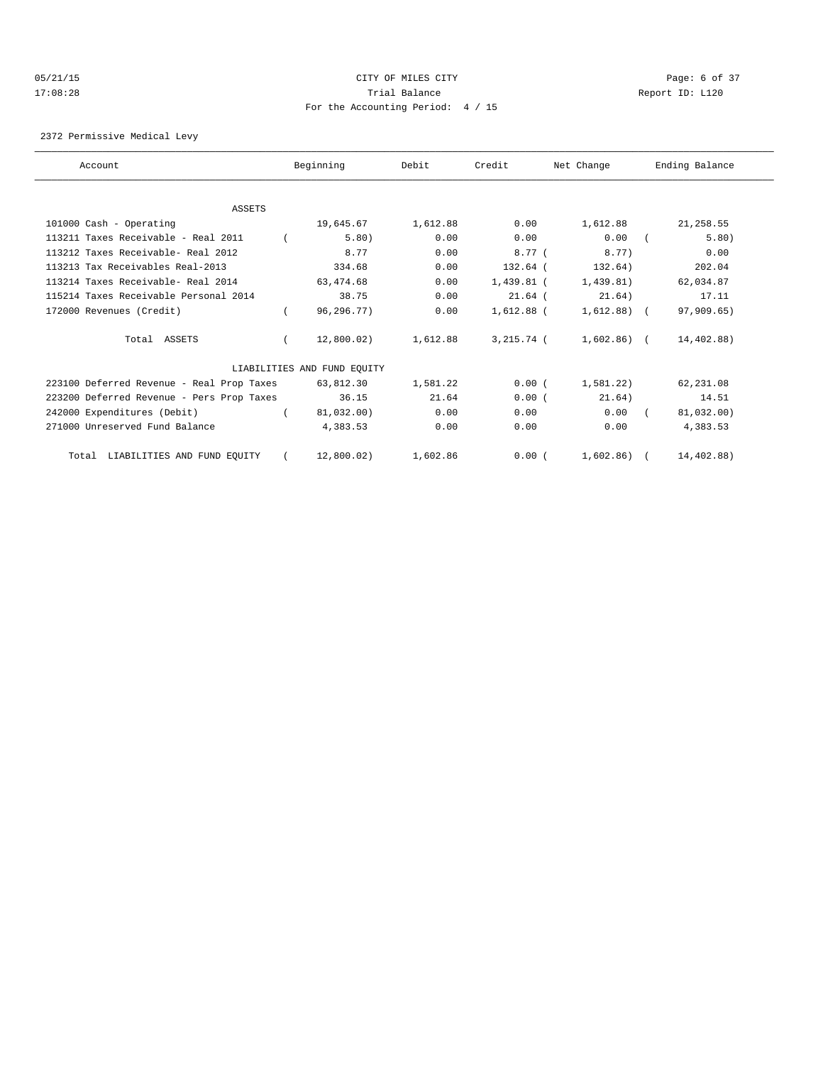CITY OF MILES CITY

Trial Balance

For the Accounting Period: 4 / 15

05/21/15 17:08:28 Report ID: L120

2372 Permissive Medical Levy

| Account | Beginning | Debit | Credit | Net Change | Ending Balance |
|---|---|---|---|---|---|
| **ASSETS** | | | | | |
| 101000 Cash - Operating | 19,645.67 | 1,612.88 | 0.00 | 1,612.88 | 21,258.55 |
| 113211 Taxes Receivable - Real 2011 | ( 5.80) | 0.00 | 0.00 | 0.00 | ( 5.80) |
| 113212 Taxes Receivable- Real 2012 | 8.77 | 0.00 | 8.77 | ( 8.77) | 0.00 |
| 113213 Tax Receivables Real-2013 | 334.68 | 0.00 | 132.64 | ( 132.64) | 202.04 |
| 113214 Taxes Receivable- Real 2014 | 63,474.68 | 0.00 | 1,439.81 | ( 1,439.81) | 62,034.87 |
| 115214 Taxes Receivable Personal 2014 | 38.75 | 0.00 | 21.64 | ( 21.64) | 17.11 |
| 172000 Revenues (Credit) | ( 96,296.77) | 0.00 | 1,612.88 | ( 1,612.88) | ( 97,909.65) |
| Total ASSETS | ( 12,800.02) | 1,612.88 | 3,215.74 | ( 1,602.86) | ( 14,402.88) |
| **LIABILITIES AND FUND EQUITY** | | | | | |
| 223100 Deferred Revenue - Real Prop Taxes | 63,812.30 | 1,581.22 | 0.00 | ( 1,581.22) | 62,231.08 |
| 223200 Deferred Revenue - Pers Prop Taxes | 36.15 | 21.64 | 0.00 | ( 21.64) | 14.51 |
| 242000 Expenditures (Debit) | ( 81,032.00) | 0.00 | 0.00 | 0.00 | ( 81,032.00) |
| 271000 Unreserved Fund Balance | 4,383.53 | 0.00 | 0.00 | 0.00 | 4,383.53 |
| Total LIABILITIES AND FUND EQUITY | ( 12,800.02) | 1,602.86 | 0.00 | ( 1,602.86) | ( 14,402.88) |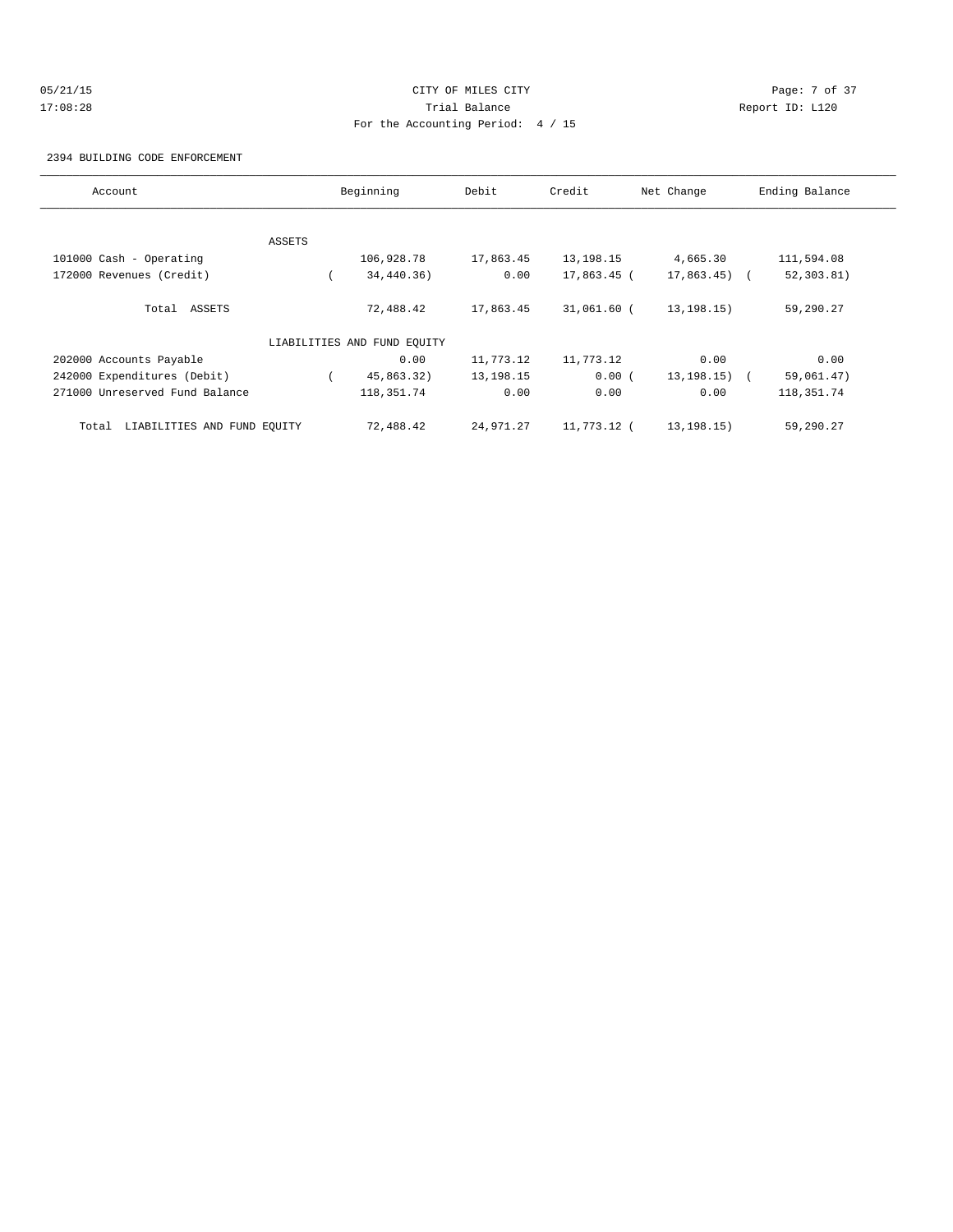CITY OF MILES CITY

Trial Balance

For the Accounting Period: 4 / 15

05/21/15 17:08:28 Report ID: L120

2394 BUILDING CODE ENFORCEMENT

| Account | Beginning | Debit | Credit | Net Change | Ending Balance |
|---|---|---|---|---|---|
| ASSETS | | | | | |
| 101000 Cash - Operating | 106,928.78 | 17,863.45 | 13,198.15 | 4,665.30 | 111,594.08 |
| 172000 Revenues (Credit) | ( 34,440.36) | 0.00 | 17,863.45 | ( 17,863.45) | ( 52,303.81) |
| Total ASSETS | 72,488.42 | 17,863.45 | 31,061.60 | ( 13,198.15) | 59,290.27 |
| LIABILITIES AND FUND EQUITY | | | | | |
| 202000 Accounts Payable | 0.00 | 11,773.12 | 11,773.12 | 0.00 | 0.00 |
| 242000 Expenditures (Debit) | ( 45,863.32) | 13,198.15 | 0.00 | ( 13,198.15) | ( 59,061.47) |
| 271000 Unreserved Fund Balance | 118,351.74 | 0.00 | 0.00 | 0.00 | 118,351.74 |
| Total LIABILITIES AND FUND EQUITY | 72,488.42 | 24,971.27 | 11,773.12 | ( 13,198.15) | 59,290.27 |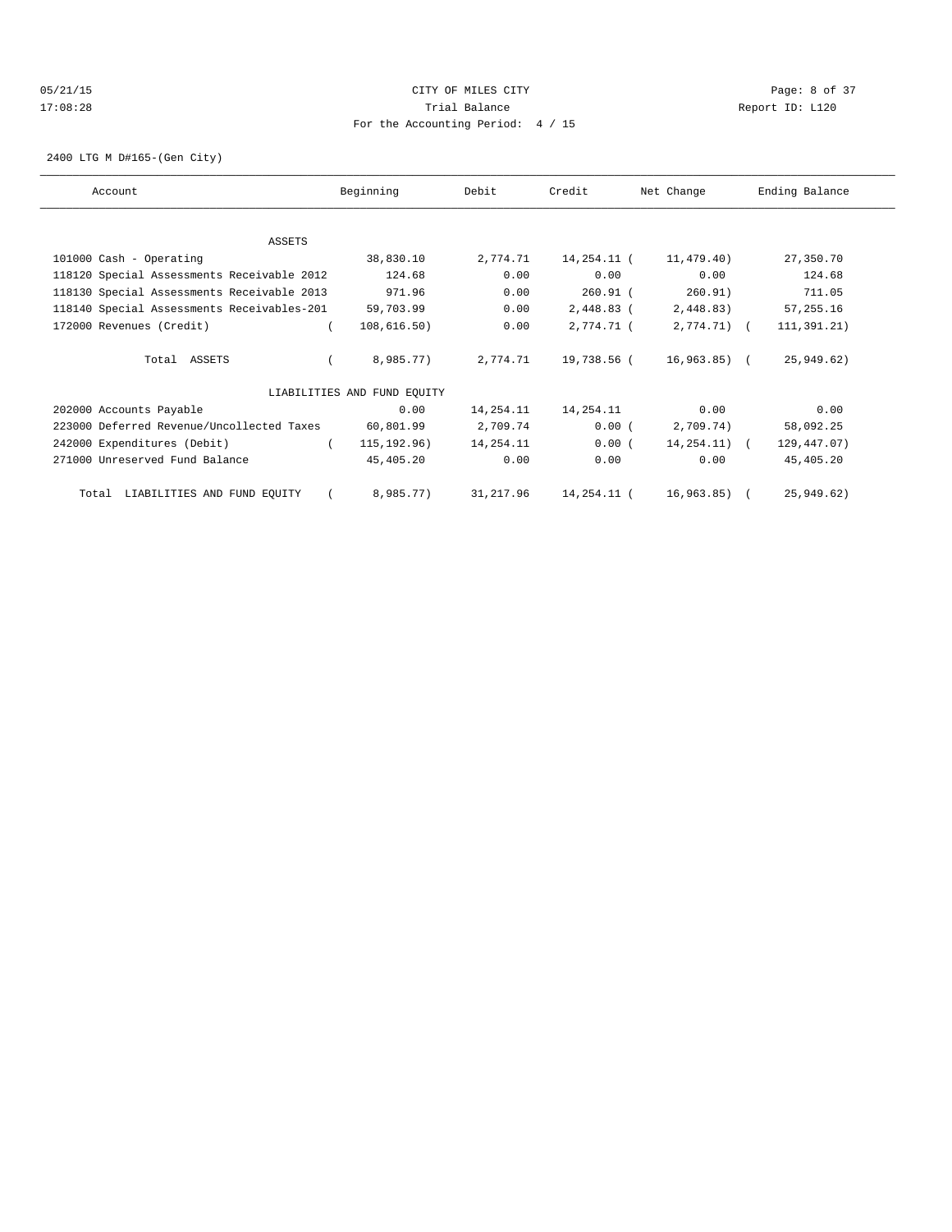05/21/15 CITY OF MILES CITY
17:08:28 Trial Balance Report ID: L120
For the Accounting Period: 4 / 15

2400 LTG M D#165-(Gen City)

| Account | Beginning | Debit | Credit | Net Change | Ending Balance |
|---|---|---|---|---|---|
| ASSETS | | | | | |
| 101000 Cash - Operating | 38,830.10 | 2,774.71 | 14,254.11 | ( 11,479.40) | 27,350.70 |
| 118120 Special Assessments Receivable 2012 | 124.68 | 0.00 | 0.00 | 0.00 | 124.68 |
| 118130 Special Assessments Receivable 2013 | 971.96 | 0.00 | 260.91 | ( 260.91) | 711.05 |
| 118140 Special Assessments Receivables-201 | 59,703.99 | 0.00 | 2,448.83 | ( 2,448.83) | 57,255.16 |
| 172000 Revenues (Credit) | ( 108,616.50) | 0.00 | 2,774.71 | ( 2,774.71) | ( 111,391.21) |
| Total ASSETS | ( 8,985.77) | 2,774.71 | 19,738.56 | ( 16,963.85) | ( 25,949.62) |
| LIABILITIES AND FUND EQUITY | | | | | |
| 202000 Accounts Payable | 0.00 | 14,254.11 | 14,254.11 | 0.00 | 0.00 |
| 223000 Deferred Revenue/Uncollected Taxes | 60,801.99 | 2,709.74 | 0.00 | ( 2,709.74) | 58,092.25 |
| 242000 Expenditures (Debit) | ( 115,192.96) | 14,254.11 | 0.00 | ( 14,254.11) | ( 129,447.07) |
| 271000 Unreserved Fund Balance | 45,405.20 | 0.00 | 0.00 | 0.00 | 45,405.20 |
| Total LIABILITIES AND FUND EQUITY | ( 8,985.77) | 31,217.96 | 14,254.11 | ( 16,963.85) | ( 25,949.62) |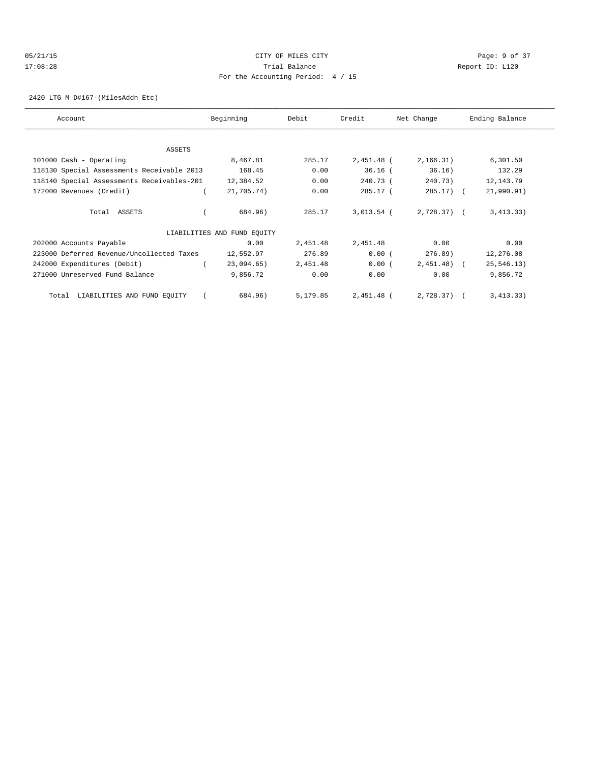CITY OF MILES CITY
Trial Balance
For the Accounting Period: 4 / 15

05/21/15 17:08:28 Report ID: L120

2420 LTG M D#167-(MilesAddn Etc)

| Account | Beginning | Debit | Credit | Net Change | Ending Balance |
|---|---|---|---|---|---|
| ASSETS | | | | | |
| 101000 Cash - Operating | 8,467.81 | 285.17 | 2,451.48 | (2,166.31) | 6,301.50 |
| 118130 Special Assessments Receivable 2013 | 168.45 | 0.00 | 36.16 | (36.16) | 132.29 |
| 118140 Special Assessments Receivables-201 | 12,384.52 | 0.00 | 240.73 | (240.73) | 12,143.79 |
| 172000 Revenues (Credit) | (21,705.74) | 0.00 | 285.17 | (285.17) | (21,990.91) |
| Total ASSETS | (684.96) | 285.17 | 3,013.54 | (2,728.37) | (3,413.33) |
| LIABILITIES AND FUND EQUITY | | | | | |
| 202000 Accounts Payable | 0.00 | 2,451.48 | 2,451.48 | 0.00 | 0.00 |
| 223000 Deferred Revenue/Uncollected Taxes | 12,552.97 | 276.89 | 0.00 | (276.89) | 12,276.08 |
| 242000 Expenditures (Debit) | (23,094.65) | 2,451.48 | 0.00 | (2,451.48) | (25,546.13) |
| 271000 Unreserved Fund Balance | 9,856.72 | 0.00 | 0.00 | 0.00 | 9,856.72 |
| Total LIABILITIES AND FUND EQUITY | (684.96) | 5,179.85 | 2,451.48 | (2,728.37) | (3,413.33) |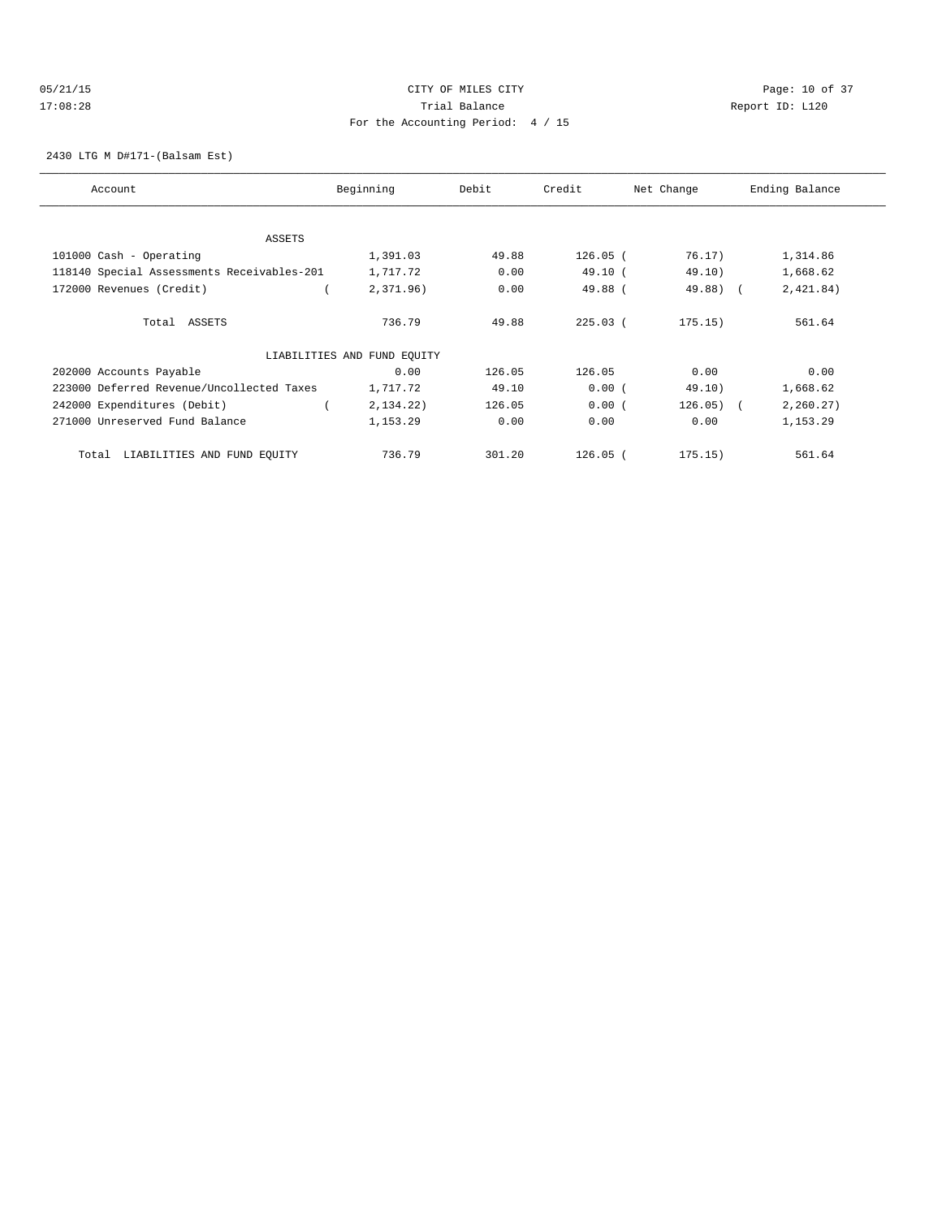CITY OF MILES CITY

Trial Balance

For the Accounting Period: 4 / 15

05/21/15 17:08:28 Report ID: L120

2430 LTG M D#171-(Balsam Est)

| Account | Beginning | Debit | Credit | Net Change | Ending Balance |
|---|---|---|---|---|---|
| ASSETS | | | | | |
| 101000 Cash - Operating | 1,391.03 | 49.88 | 126.05 | ( 76.17) | 1,314.86 |
| 118140 Special Assessments Receivables-201 | 1,717.72 | 0.00 | 49.10 | ( 49.10) | 1,668.62 |
| 172000 Revenues (Credit) | ( 2,371.96) | 0.00 | 49.88 | ( 49.88) | ( 2,421.84) |
| Total ASSETS | 736.79 | 49.88 | 225.03 | ( 175.15) | 561.64 |
| LIABILITIES AND FUND EQUITY | | | | | |
| 202000 Accounts Payable | 0.00 | 126.05 | 126.05 | 0.00 | 0.00 |
| 223000 Deferred Revenue/Uncollected Taxes | 1,717.72 | 49.10 | 0.00 | ( 49.10) | 1,668.62 |
| 242000 Expenditures (Debit) | ( 2,134.22) | 126.05 | 0.00 | ( 126.05) | ( 2,260.27) |
| 271000 Unreserved Fund Balance | 1,153.29 | 0.00 | 0.00 | 0.00 | 1,153.29 |
| Total LIABILITIES AND FUND EQUITY | 736.79 | 301.20 | 126.05 | ( 175.15) | 561.64 |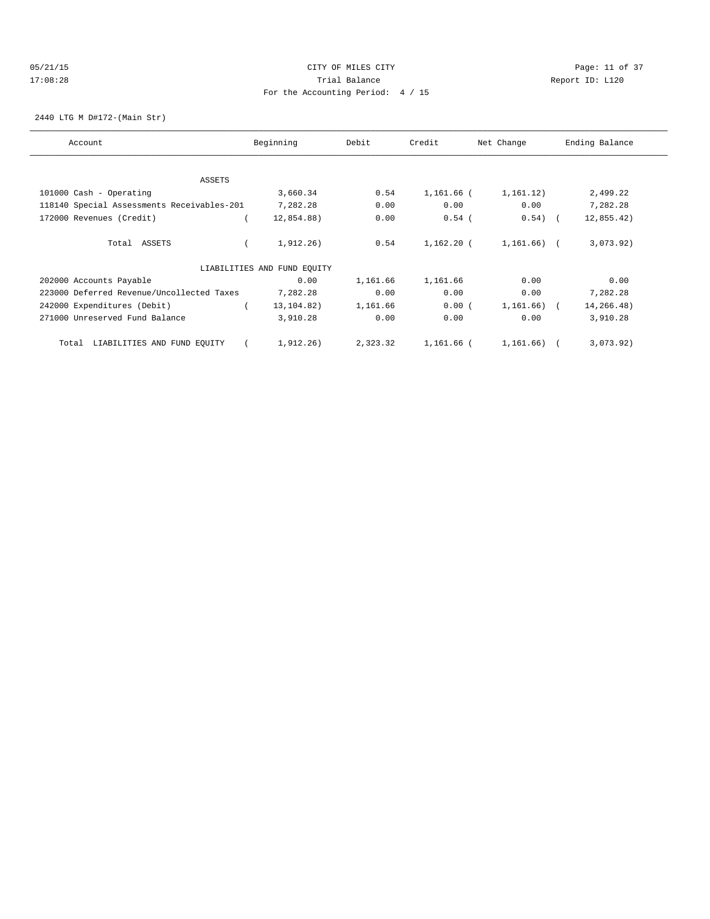CITY OF MILES CITY

Trial Balance

For the Accounting Period: 4 / 15

05/21/15 17:08:28 Report ID: L120

2440 LTG M D#172-(Main Str)

| Account | Beginning | Debit | Credit | Net Change | Ending Balance |
|---|---|---|---|---|---|
| ASSETS | | | | | |
| 101000 Cash - Operating | 3,660.34 | 0.54 | 1,161.66 | ( 1,161.12) | 2,499.22 |
| 118140 Special Assessments Receivables-201 | 7,282.28 | 0.00 | 0.00 | 0.00 | 7,282.28 |
| 172000 Revenues (Credit) | ( 12,854.88) | 0.00 | 0.54 | ( 0.54) | ( 12,855.42) |
| Total ASSETS | ( 1,912.26) | 0.54 | 1,162.20 | ( 1,161.66) | ( 3,073.92) |
| LIABILITIES AND FUND EQUITY | | | | | |
| 202000 Accounts Payable | 0.00 | 1,161.66 | 1,161.66 | 0.00 | 0.00 |
| 223000 Deferred Revenue/Uncollected Taxes | 7,282.28 | 0.00 | 0.00 | 0.00 | 7,282.28 |
| 242000 Expenditures (Debit) | ( 13,104.82) | 1,161.66 | 0.00 | ( 1,161.66) | ( 14,266.48) |
| 271000 Unreserved Fund Balance | 3,910.28 | 0.00 | 0.00 | 0.00 | 3,910.28 |
| Total LIABILITIES AND FUND EQUITY | ( 1,912.26) | 2,323.32 | 1,161.66 | ( 1,161.66) | ( 3,073.92) |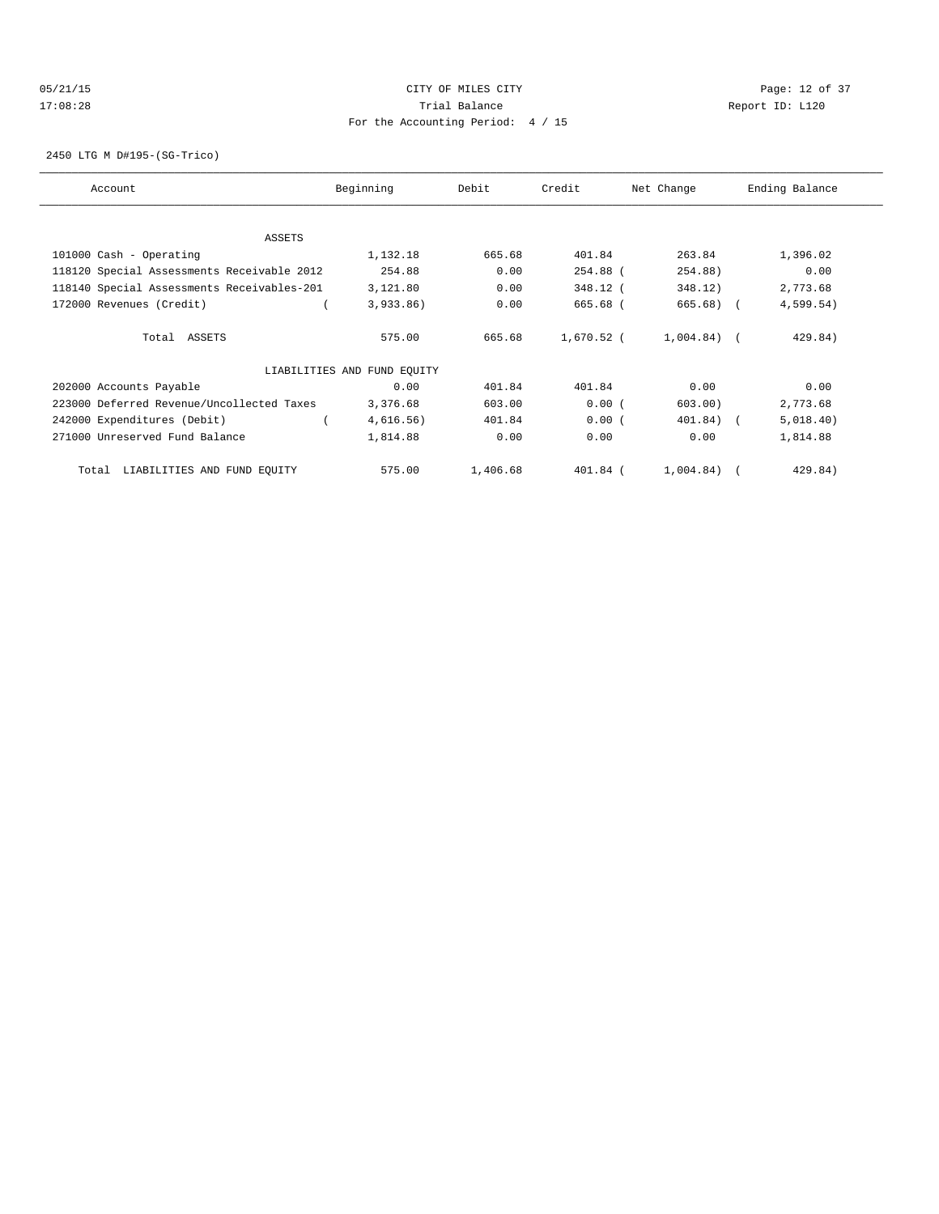05/21/15 CITY OF MILES CITY
17:08:28 Trial Balance Report ID: L120
For the Accounting Period: 4 / 15

2450 LTG M D#195-(SG-Trico)

| Account | Beginning | Debit | Credit | Net Change | Ending Balance |
|---|---|---|---|---|---|
| ASSETS | | | | | |
| 101000 Cash - Operating | 1,132.18 | 665.68 | 401.84 | 263.84 | 1,396.02 |
| 118120 Special Assessments Receivable 2012 | 254.88 | 0.00 | 254.88 | ( 254.88) | 0.00 |
| 118140 Special Assessments Receivables-201 | 3,121.80 | 0.00 | 348.12 | ( 348.12) | 2,773.68 |
| 172000 Revenues (Credit) | ( 3,933.86) | 0.00 | 665.68 | ( 665.68) | ( 4,599.54) |
| Total ASSETS | 575.00 | 665.68 | 1,670.52 | ( 1,004.84) | ( 429.84) |
| LIABILITIES AND FUND EQUITY | | | | | |
| 202000 Accounts Payable | 0.00 | 401.84 | 401.84 | 0.00 | 0.00 |
| 223000 Deferred Revenue/Uncollected Taxes | 3,376.68 | 603.00 | 0.00 | ( 603.00) | 2,773.68 |
| 242000 Expenditures (Debit) | ( 4,616.56) | 401.84 | 0.00 | ( 401.84) | ( 5,018.40) |
| 271000 Unreserved Fund Balance | 1,814.88 | 0.00 | 0.00 | 0.00 | 1,814.88 |
| Total LIABILITIES AND FUND EQUITY | 575.00 | 1,406.68 | 401.84 | ( 1,004.84) | ( 429.84) |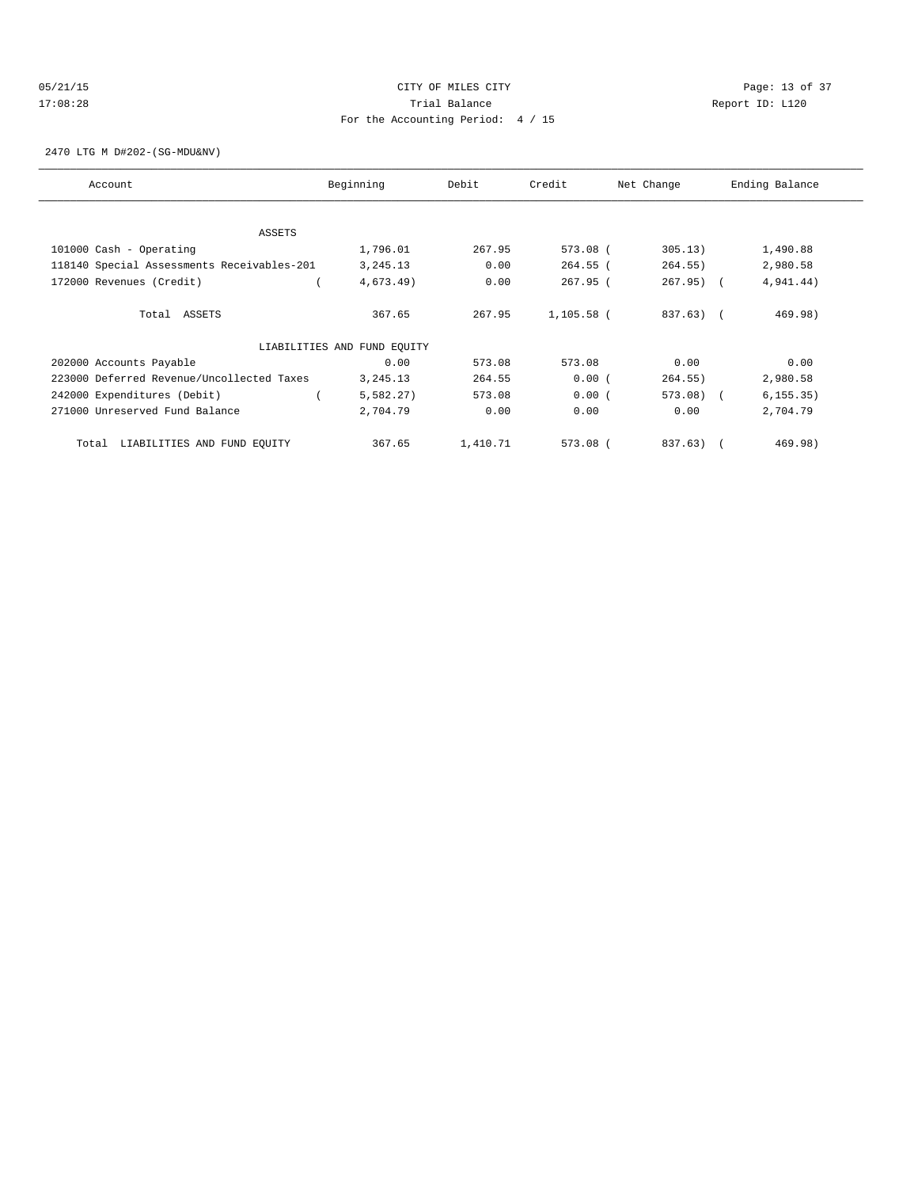05/21/15 CITY OF MILES CITY
17:08:28 Trial Balance Report ID: L120
For the Accounting Period: 4 / 15

2470 LTG M D#202-(SG-MDU&NV)

| Account | Beginning | Debit | Credit | Net Change | Ending Balance |
|---|---|---|---|---|---|
| **ASSETS** | | | | | |
| 101000 Cash - Operating | 1,796.01 | 267.95 | 573.08 | ( 305.13) | 1,490.88 |
| 118140 Special Assessments Receivables-201 | 3,245.13 | 0.00 | 264.55 | ( 264.55) | 2,980.58 |
| 172000 Revenues (Credit) | ( 4,673.49) | 0.00 | 267.95 | ( 267.95) | ( 4,941.44) |
| Total ASSETS | 367.65 | 267.95 | 1,105.58 | ( 837.63) | ( 469.98) |
| **LIABILITIES AND FUND EQUITY** | | | | | |
| 202000 Accounts Payable | 0.00 | 573.08 | 573.08 | 0.00 | 0.00 |
| 223000 Deferred Revenue/Uncollected Taxes | 3,245.13 | 264.55 | 0.00 | ( 264.55) | 2,980.58 |
| 242000 Expenditures (Debit) | ( 5,582.27) | 573.08 | 0.00 | ( 573.08) | ( 6,155.35) |
| 271000 Unreserved Fund Balance | 2,704.79 | 0.00 | 0.00 | 0.00 | 2,704.79 |
| Total LIABILITIES AND FUND EQUITY | 367.65 | 1,410.71 | 573.08 | ( 837.63) | ( 469.98) |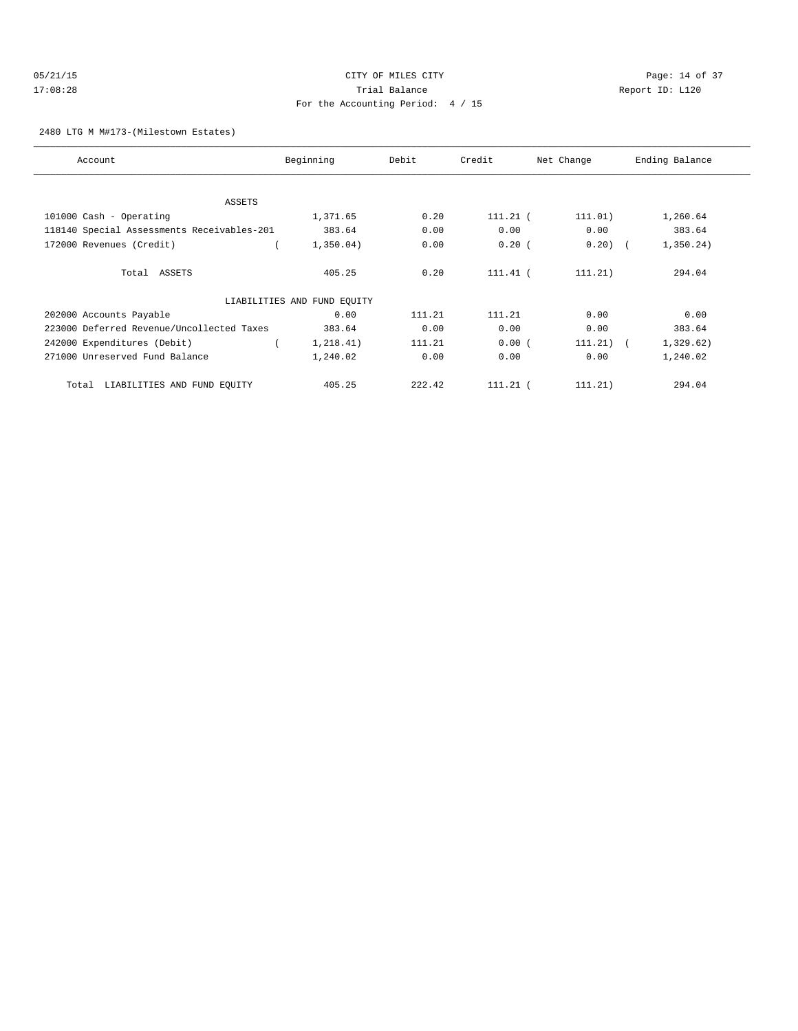CITY OF MILES CITY

Trial Balance

For the Accounting Period: 4 / 15

05/21/15 17:08:28 — Report ID: L120

2480 LTG M M#173-(Milestown Estates)

| Account | Beginning | Debit | Credit | Net Change | Ending Balance |
|---|---|---|---|---|---|
| ASSETS | | | | | |
| 101000 Cash - Operating | 1,371.65 | 0.20 | 111.21 | ( 111.01) | 1,260.64 |
| 118140 Special Assessments Receivables-201 | 383.64 | 0.00 | 0.00 | 0.00 | 383.64 |
| 172000 Revenues (Credit) | ( 1,350.04) | 0.00 | 0.20 | ( 0.20) | ( 1,350.24) |
| Total ASSETS | 405.25 | 0.20 | 111.41 | ( 111.21) | 294.04 |
| LIABILITIES AND FUND EQUITY | | | | | |
| 202000 Accounts Payable | 0.00 | 111.21 | 111.21 | 0.00 | 0.00 |
| 223000 Deferred Revenue/Uncollected Taxes | 383.64 | 0.00 | 0.00 | 0.00 | 383.64 |
| 242000 Expenditures (Debit) | ( 1,218.41) | 111.21 | 0.00 | ( 111.21) | ( 1,329.62) |
| 271000 Unreserved Fund Balance | 1,240.02 | 0.00 | 0.00 | 0.00 | 1,240.02 |
| Total LIABILITIES AND FUND EQUITY | 405.25 | 222.42 | 111.21 | ( 111.21) | 294.04 |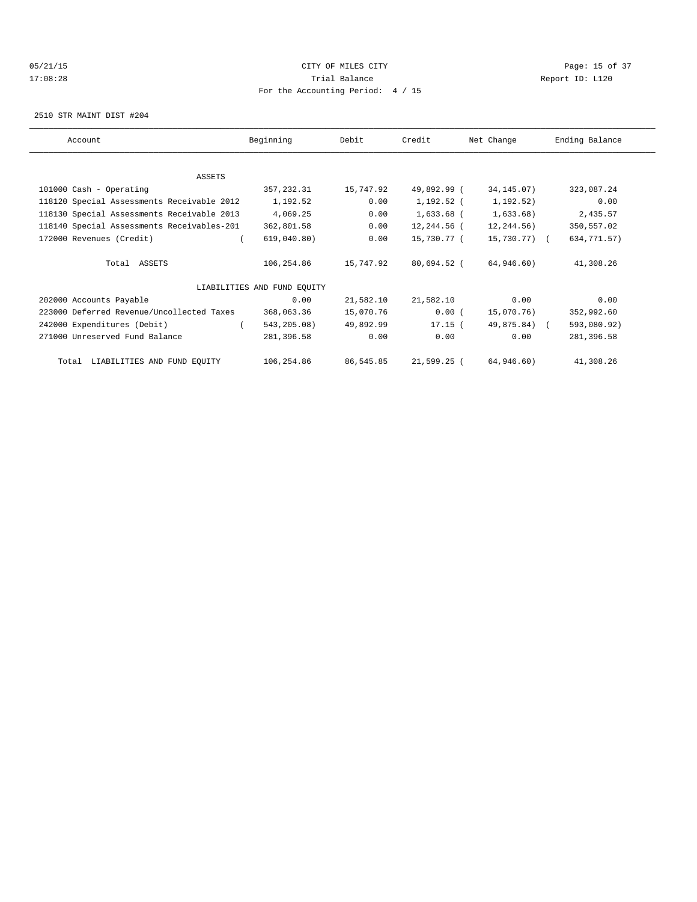CITY OF MILES CITY
Trial Balance
For the Accounting Period: 4 / 15

05/21/15
17:08:28

Report ID: L120

2510 STR MAINT DIST #204

| Account | Beginning | Debit | Credit | Net Change | Ending Balance |
|---|---|---|---|---|---|
| ASSETS | | | | | |
| 101000 Cash - Operating | 357,232.31 | 15,747.92 | 49,892.99 | ( 34,145.07) | 323,087.24 |
| 118120 Special Assessments Receivable 2012 | 1,192.52 | 0.00 | 1,192.52 | ( 1,192.52) | 0.00 |
| 118130 Special Assessments Receivable 2013 | 4,069.25 | 0.00 | 1,633.68 | ( 1,633.68) | 2,435.57 |
| 118140 Special Assessments Receivables-201 | 362,801.58 | 0.00 | 12,244.56 | ( 12,244.56) | 350,557.02 |
| 172000 Revenues (Credit) | ( 619,040.80) | 0.00 | 15,730.77 | ( 15,730.77) | ( 634,771.57) |
| Total ASSETS | 106,254.86 | 15,747.92 | 80,694.52 | ( 64,946.60) | 41,308.26 |
| LIABILITIES AND FUND EQUITY | | | | | |
| 202000 Accounts Payable | 0.00 | 21,582.10 | 21,582.10 | 0.00 | 0.00 |
| 223000 Deferred Revenue/Uncollected Taxes | 368,063.36 | 15,070.76 | 0.00 | ( 15,070.76) | 352,992.60 |
| 242000 Expenditures (Debit) | ( 543,205.08) | 49,892.99 | 17.15 | ( 49,875.84) | ( 593,080.92) |
| 271000 Unreserved Fund Balance | 281,396.58 | 0.00 | 0.00 | 0.00 | 281,396.58 |
| Total LIABILITIES AND FUND EQUITY | 106,254.86 | 86,545.85 | 21,599.25 | ( 64,946.60) | 41,308.26 |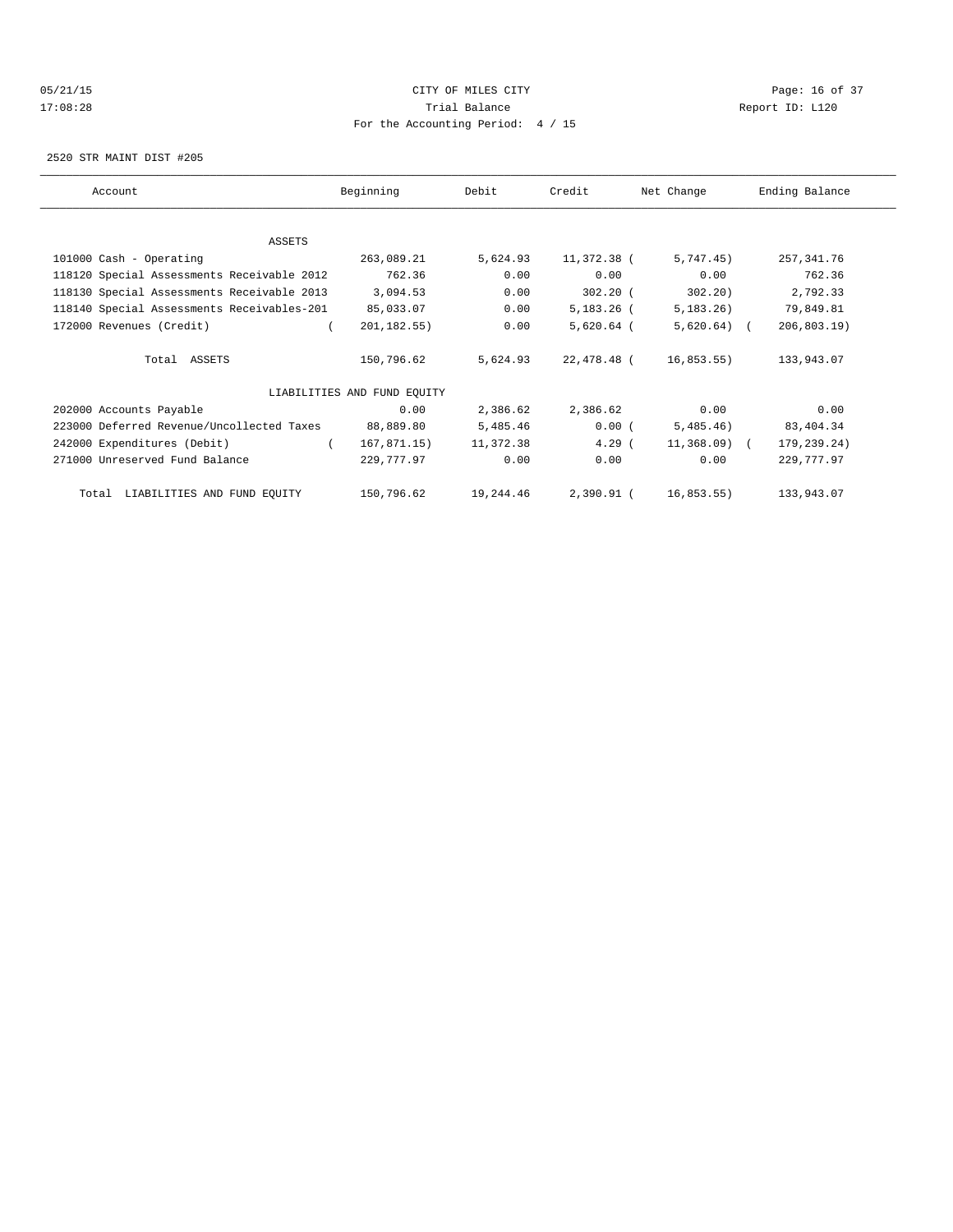05/21/15 CITY OF MILES CITY
17:08:28 Trial Balance Report ID: L120
For the Accounting Period: 4 / 15

2520 STR MAINT DIST #205

| Account | Beginning | Debit | Credit | Net Change | Ending Balance |
|---|---|---|---|---|---|
| ASSETS | | | | | |
| 101000 Cash - Operating | 263,089.21 | 5,624.93 | 11,372.38 | ( 5,747.45) | 257,341.76 |
| 118120 Special Assessments Receivable 2012 | 762.36 | 0.00 | 0.00 | 0.00 | 762.36 |
| 118130 Special Assessments Receivable 2013 | 3,094.53 | 0.00 | 302.20 | ( 302.20) | 2,792.33 |
| 118140 Special Assessments Receivables-201 | 85,033.07 | 0.00 | 5,183.26 | ( 5,183.26) | 79,849.81 |
| 172000 Revenues (Credit) | ( 201,182.55) | 0.00 | 5,620.64 | ( 5,620.64) | ( 206,803.19) |
| Total ASSETS | 150,796.62 | 5,624.93 | 22,478.48 | ( 16,853.55) | 133,943.07 |
| LIABILITIES AND FUND EQUITY | | | | | |
| 202000 Accounts Payable | 0.00 | 2,386.62 | 2,386.62 | 0.00 | 0.00 |
| 223000 Deferred Revenue/Uncollected Taxes | 88,889.80 | 5,485.46 | 0.00 | ( 5,485.46) | 83,404.34 |
| 242000 Expenditures (Debit) | ( 167,871.15) | 11,372.38 | 4.29 | ( 11,368.09) | ( 179,239.24) |
| 271000 Unreserved Fund Balance | 229,777.97 | 0.00 | 0.00 | 0.00 | 229,777.97 |
| Total LIABILITIES AND FUND EQUITY | 150,796.62 | 19,244.46 | 2,390.91 | ( 16,853.55) | 133,943.07 |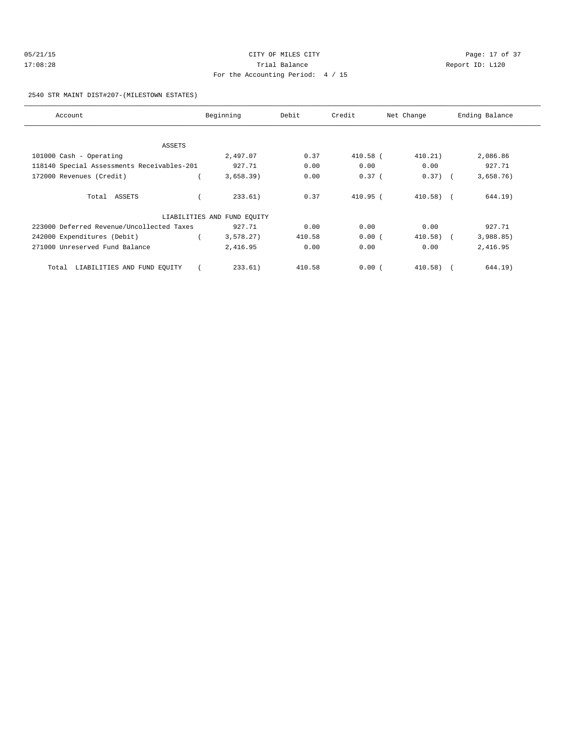CITY OF MILES CITY
Trial Balance
For the Accounting Period: 4 / 15

05/21/15 17:08:28 — Report ID: L120

2540 STR MAINT DIST#207-(MILESTOWN ESTATES)

| Account | Beginning | Debit | Credit | Net Change | Ending Balance |
|---|---|---|---|---|---|
| ASSETS | | | | | |
| 101000 Cash - Operating | 2,497.07 | 0.37 | 410.58 | ( 410.21) | 2,086.86 |
| 118140 Special Assessments Receivables-201 | 927.71 | 0.00 | 0.00 | 0.00 | 927.71 |
| 172000 Revenues (Credit) | ( 3,658.39) | 0.00 | 0.37 | ( 0.37) | ( 3,658.76) |
| Total ASSETS | ( 233.61) | 0.37 | 410.95 | ( 410.58) | ( 644.19) |
| LIABILITIES AND FUND EQUITY | | | | | |
| 223000 Deferred Revenue/Uncollected Taxes | 927.71 | 0.00 | 0.00 | 0.00 | 927.71 |
| 242000 Expenditures (Debit) | ( 3,578.27) | 410.58 | 0.00 | ( 410.58) | ( 3,988.85) |
| 271000 Unreserved Fund Balance | 2,416.95 | 0.00 | 0.00 | 0.00 | 2,416.95 |
| Total LIABILITIES AND FUND EQUITY | ( 233.61) | 410.58 | 0.00 | ( 410.58) | ( 644.19) |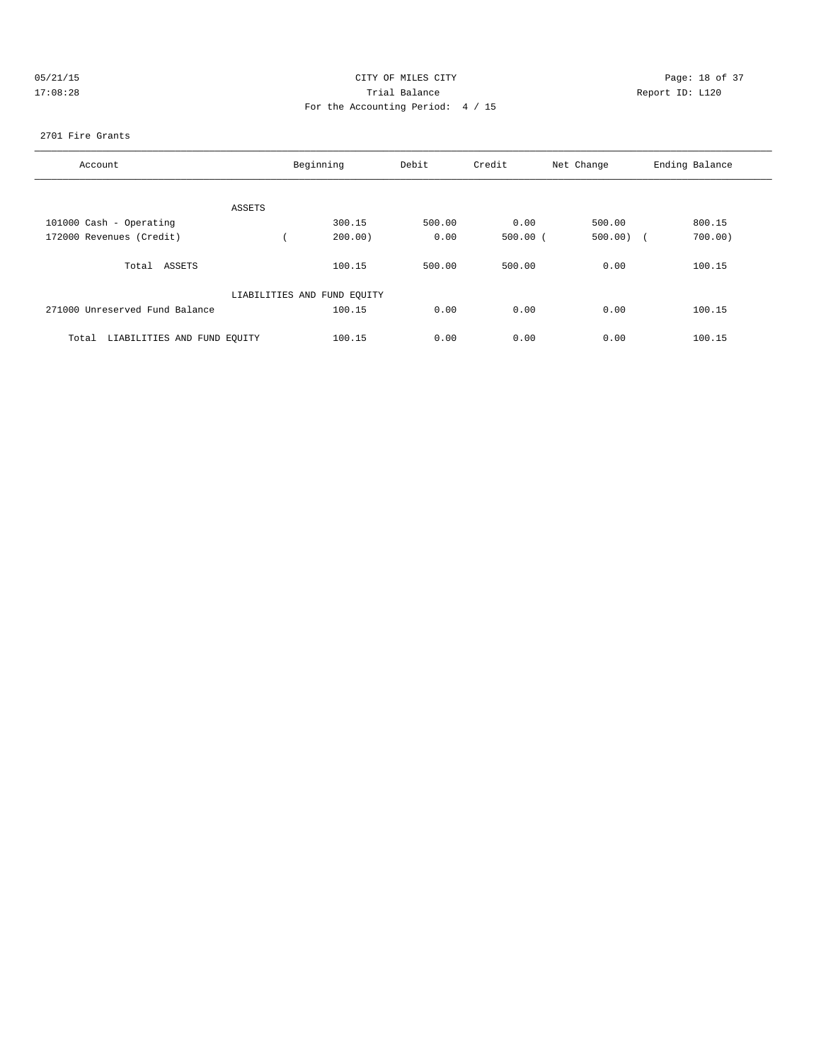CITY OF MILES CITY
Trial Balance
For the Accounting Period: 4 / 15

05/21/15
17:08:28

Report ID: L120

2701 Fire Grants

| Account | Beginning | Debit | Credit | Net Change | Ending Balance |
|---|---|---|---|---|---|
| ASSETS | | | | | |
| 101000 Cash - Operating | 300.15 | 500.00 | 0.00 | 500.00 | 800.15 |
| 172000 Revenues (Credit) | ( 200.00) | 0.00 | 500.00 | ( 500.00) | ( 700.00) |
| Total ASSETS | 100.15 | 500.00 | 500.00 | 0.00 | 100.15 |
| LIABILITIES AND FUND EQUITY | | | | | |
| 271000 Unreserved Fund Balance | 100.15 | 0.00 | 0.00 | 0.00 | 100.15 |
| Total LIABILITIES AND FUND EQUITY | 100.15 | 0.00 | 0.00 | 0.00 | 100.15 |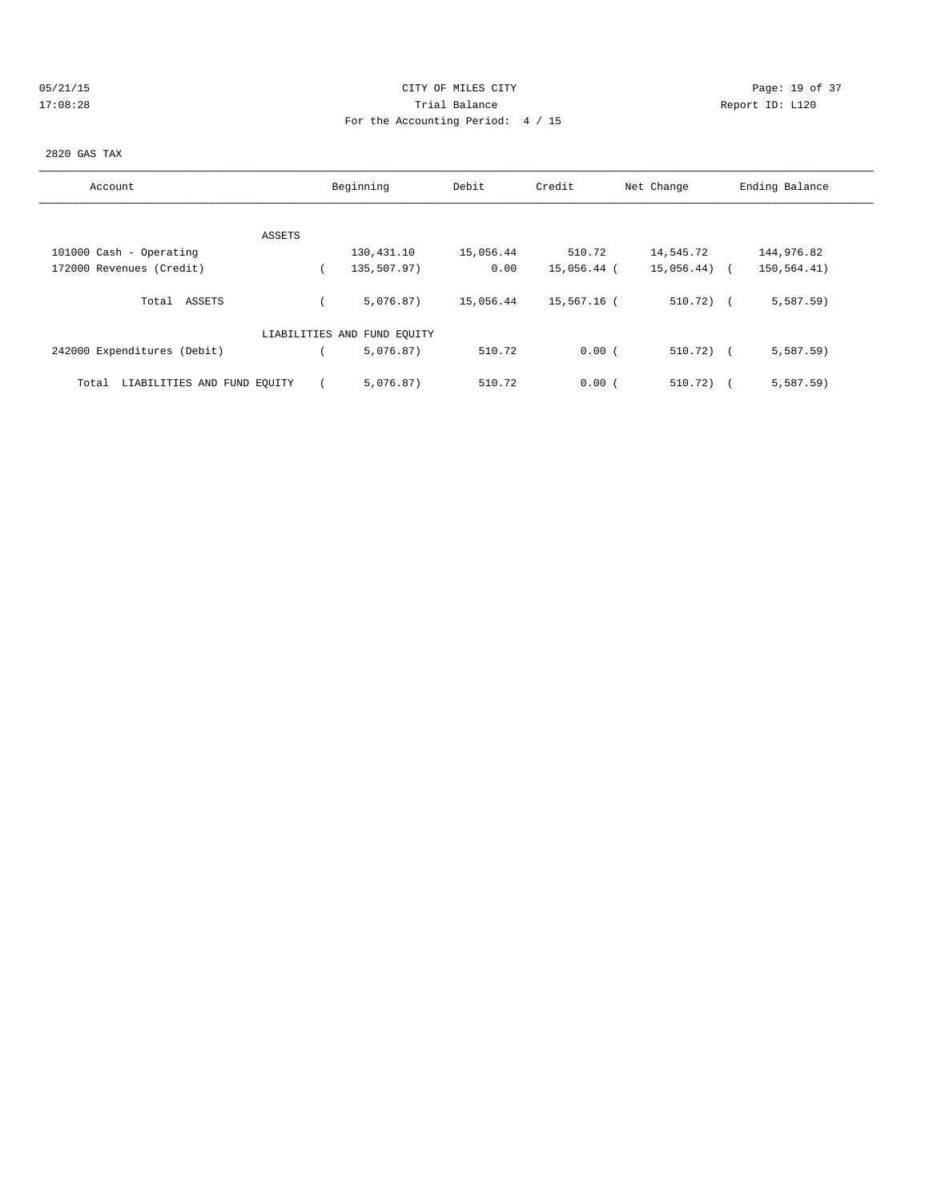CITY OF MILES CITY

Trial Balance

For the Accounting Period: 4 / 15

05/21/15 17:08:28 Report ID: L120

2820 GAS TAX

| Account | Beginning | Debit | Credit | Net Change | Ending Balance |
|---|---|---|---|---|---|
| ASSETS | | | | | |
| 101000 Cash - Operating | 130,431.10 | 15,056.44 | 510.72 | 14,545.72 | 144,976.82 |
| 172000 Revenues (Credit) | ( 135,507.97) | 0.00 | 15,056.44 | ( 15,056.44) | ( 150,564.41) |
| Total ASSETS | ( 5,076.87) | 15,056.44 | 15,567.16 | ( 510.72) | ( 5,587.59) |
| LIABILITIES AND FUND EQUITY | | | | | |
| 242000 Expenditures (Debit) | ( 5,076.87) | 510.72 | 0.00 | ( 510.72) | ( 5,587.59) |
| Total LIABILITIES AND FUND EQUITY | ( 5,076.87) | 510.72 | 0.00 | ( 510.72) | ( 5,587.59) |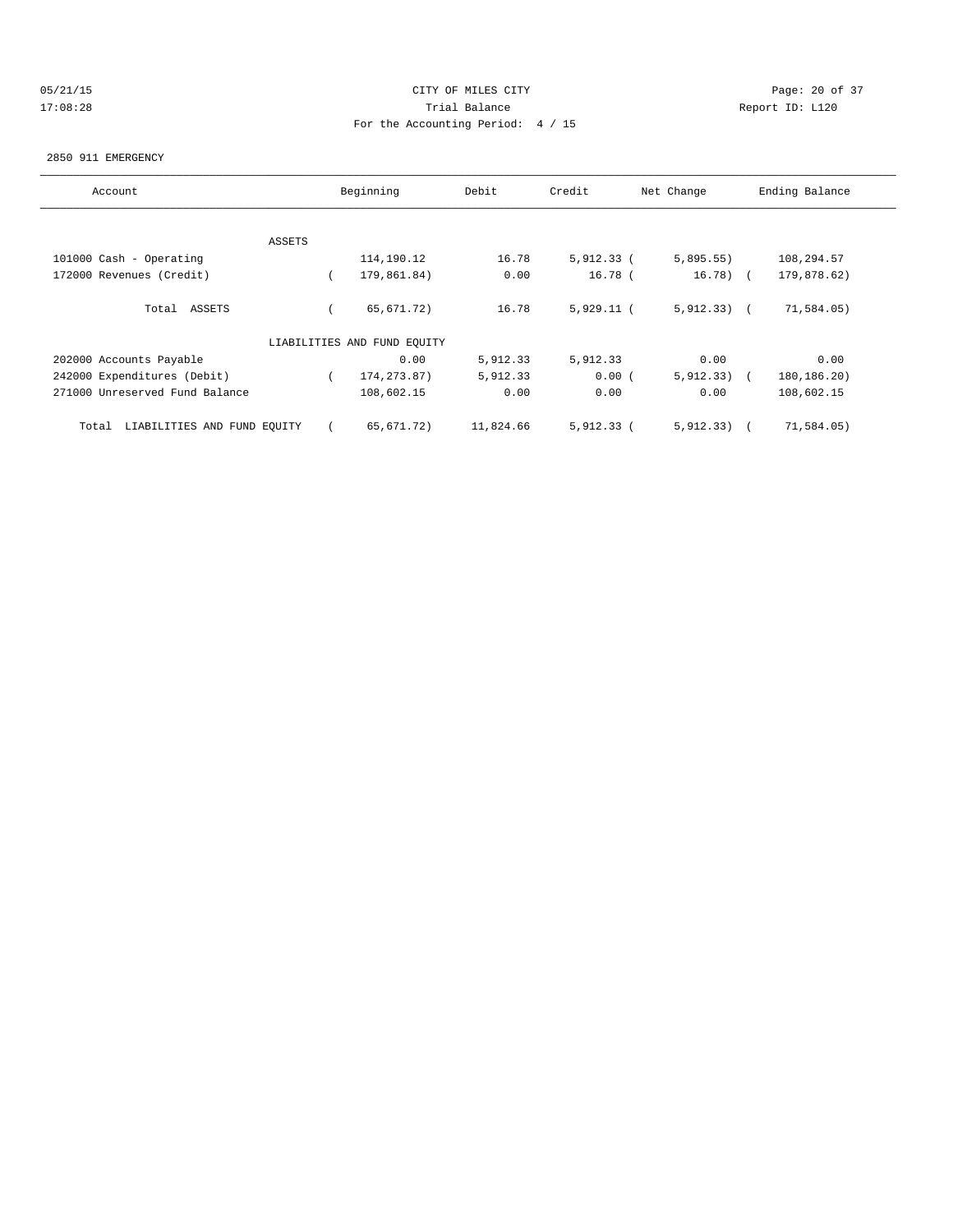CITY OF MILES CITY

Trial Balance

For the Accounting Period: 4 / 15

05/21/15 17:08:28 Report ID: L120

2850 911 EMERGENCY

| Account | Beginning | Debit | Credit | Net Change | Ending Balance |
|---|---|---|---|---|---|
| ASSETS | | | | | |
| 101000 Cash - Operating | 114,190.12 | 16.78 | 5,912.33 | ( 5,895.55) | 108,294.57 |
| 172000 Revenues (Credit) | ( 179,861.84) | 0.00 | 16.78 | ( 16.78) | ( 179,878.62) |
| Total ASSETS | ( 65,671.72) | 16.78 | 5,929.11 | ( 5,912.33) | ( 71,584.05) |
| LIABILITIES AND FUND EQUITY | | | | | |
| 202000 Accounts Payable | 0.00 | 5,912.33 | 5,912.33 | 0.00 | 0.00 |
| 242000 Expenditures (Debit) | ( 174,273.87) | 5,912.33 | 0.00 | ( 5,912.33) | ( 180,186.20) |
| 271000 Unreserved Fund Balance | 108,602.15 | 0.00 | 0.00 | 0.00 | 108,602.15 |
| Total LIABILITIES AND FUND EQUITY | ( 65,671.72) | 11,824.66 | 5,912.33 | ( 5,912.33) | ( 71,584.05) |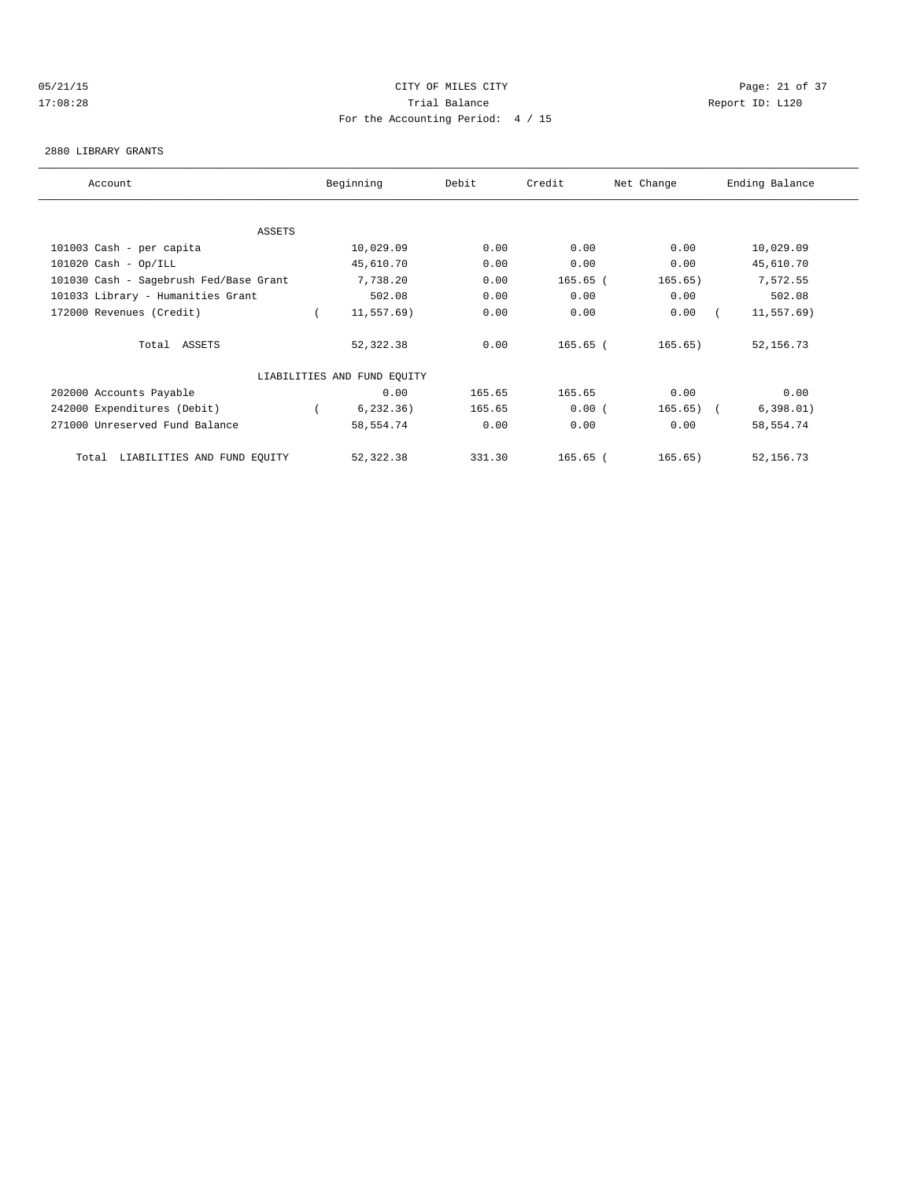05/21/15 CITY OF MILES CITY
17:08:28 Trial Balance Report ID: L120
For the Accounting Period: 4 / 15

2880 LIBRARY GRANTS

| Account | Beginning | Debit | Credit | Net Change | Ending Balance |
|---|---|---|---|---|---|
| ASSETS | | | | | |
| 101003 Cash - per capita | 10,029.09 | 0.00 | 0.00 | 0.00 | 10,029.09 |
| 101020 Cash - Op/ILL | 45,610.70 | 0.00 | 0.00 | 0.00 | 45,610.70 |
| 101030 Cash - Sagebrush Fed/Base Grant | 7,738.20 | 0.00 | 165.65 | ( 165.65) | 7,572.55 |
| 101033 Library - Humanities Grant | 502.08 | 0.00 | 0.00 | 0.00 | 502.08 |
| 172000 Revenues (Credit) | ( 11,557.69) | 0.00 | 0.00 | 0.00 | ( 11,557.69) |
| Total ASSETS | 52,322.38 | 0.00 | 165.65 | ( 165.65) | 52,156.73 |
| LIABILITIES AND FUND EQUITY | | | | | |
| 202000 Accounts Payable | 0.00 | 165.65 | 165.65 | 0.00 | 0.00 |
| 242000 Expenditures (Debit) | ( 6,232.36) | 165.65 | 0.00 | ( 165.65) | ( 6,398.01) |
| 271000 Unreserved Fund Balance | 58,554.74 | 0.00 | 0.00 | 0.00 | 58,554.74 |
| Total LIABILITIES AND FUND EQUITY | 52,322.38 | 331.30 | 165.65 | ( 165.65) | 52,156.73 |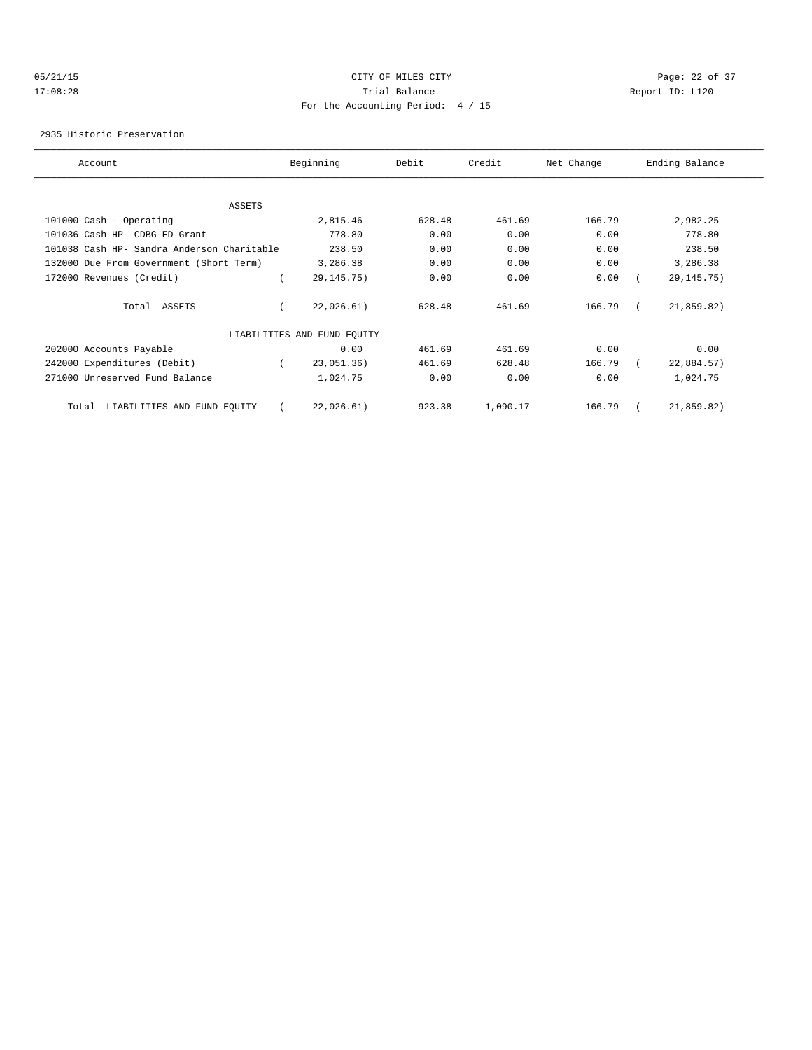CITY OF MILES CITY

Trial Balance

For the Accounting Period: 4 / 15

05/21/15 17:08:28 Report ID: L120

2935 Historic Preservation

| Account | Beginning | Debit | Credit | Net Change | Ending Balance |
|---|---|---|---|---|---|
| ASSETS | | | | | |
| 101000 Cash - Operating | 2,815.46 | 628.48 | 461.69 | 166.79 | 2,982.25 |
| 101036 Cash HP- CDBG-ED Grant | 778.80 | 0.00 | 0.00 | 0.00 | 778.80 |
| 101038 Cash HP- Sandra Anderson Charitable | 238.50 | 0.00 | 0.00 | 0.00 | 238.50 |
| 132000 Due From Government (Short Term) | 3,286.38 | 0.00 | 0.00 | 0.00 | 3,286.38 |
| 172000 Revenues (Credit) | ( 29,145.75) | 0.00 | 0.00 | 0.00 | ( 29,145.75) |
| Total ASSETS | ( 22,026.61) | 628.48 | 461.69 | 166.79 | ( 21,859.82) |
| LIABILITIES AND FUND EQUITY | | | | | |
| 202000 Accounts Payable | 0.00 | 461.69 | 461.69 | 0.00 | 0.00 |
| 242000 Expenditures (Debit) | ( 23,051.36) | 461.69 | 628.48 | 166.79 | ( 22,884.57) |
| 271000 Unreserved Fund Balance | 1,024.75 | 0.00 | 0.00 | 0.00 | 1,024.75 |
| Total LIABILITIES AND FUND EQUITY | ( 22,026.61) | 923.38 | 1,090.17 | 166.79 | ( 21,859.82) |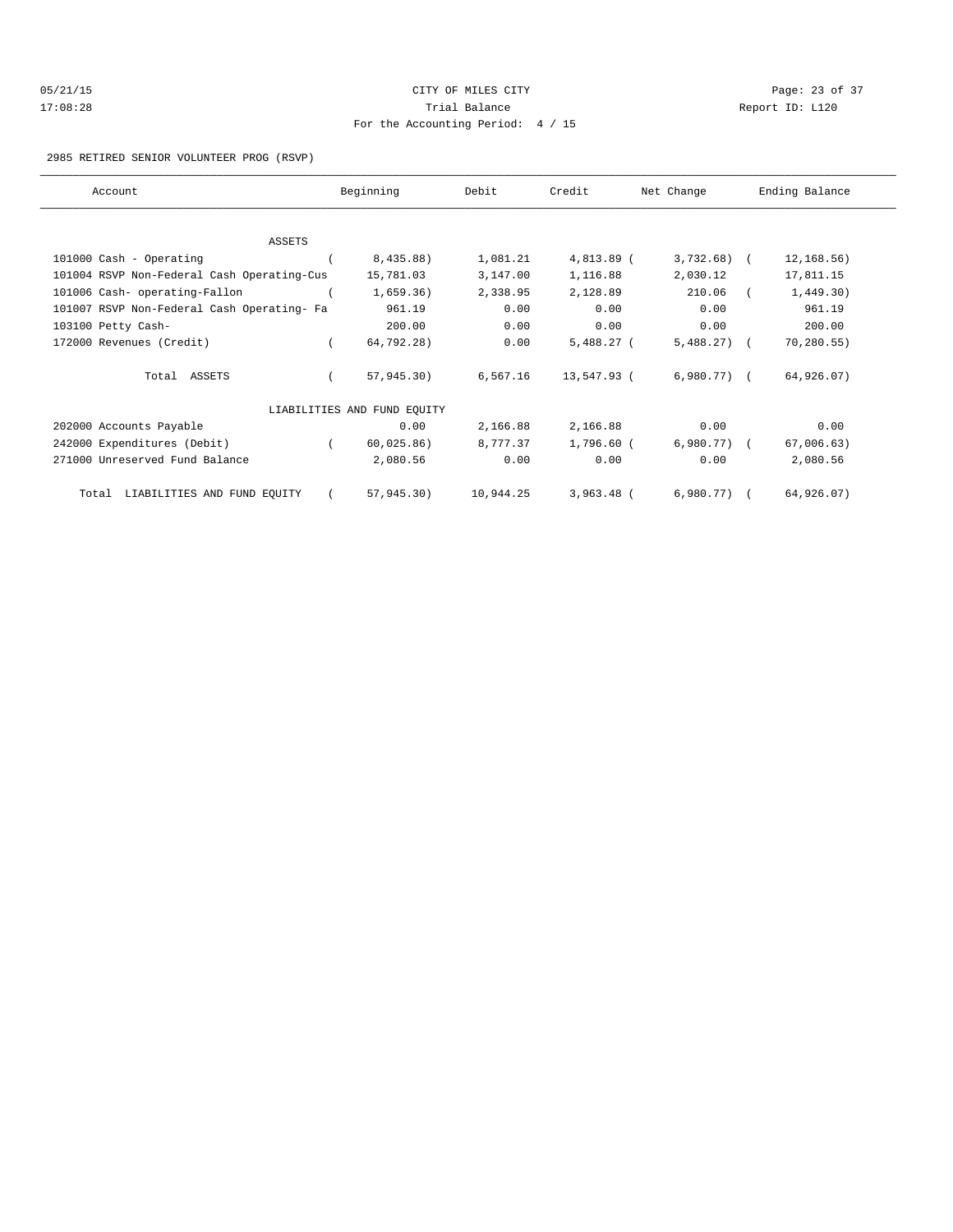CITY OF MILES CITY

Trial Balance

For the Accounting Period: 4 / 15

05/21/15 17:08:28 Report ID: L120

2985 RETIRED SENIOR VOLUNTEER PROG (RSVP)

| Account | Beginning | Debit | Credit | Net Change | Ending Balance |
|---|---|---|---|---|---|
| ASSETS | | | | | |
| 101000 Cash - Operating | ( 8,435.88) | 1,081.21 | 4,813.89 | ( 3,732.68) | ( 12,168.56) |
| 101004 RSVP Non-Federal Cash Operating-Cus | 15,781.03 | 3,147.00 | 1,116.88 | 2,030.12 | 17,811.15 |
| 101006 Cash- operating-Fallon | ( 1,659.36) | 2,338.95 | 2,128.89 | 210.06 | ( 1,449.30) |
| 101007 RSVP Non-Federal Cash Operating- Fa | 961.19 | 0.00 | 0.00 | 0.00 | 961.19 |
| 103100 Petty Cash- | 200.00 | 0.00 | 0.00 | 0.00 | 200.00 |
| 172000 Revenues (Credit) | ( 64,792.28) | 0.00 | 5,488.27 | ( 5,488.27) | ( 70,280.55) |
| Total ASSETS | ( 57,945.30) | 6,567.16 | 13,547.93 | ( 6,980.77) | ( 64,926.07) |
| LIABILITIES AND FUND EQUITY | | | | | |
| 202000 Accounts Payable | 0.00 | 2,166.88 | 2,166.88 | 0.00 | 0.00 |
| 242000 Expenditures (Debit) | ( 60,025.86) | 8,777.37 | 1,796.60 | ( 6,980.77) | ( 67,006.63) |
| 271000 Unreserved Fund Balance | 2,080.56 | 0.00 | 0.00 | 0.00 | 2,080.56 |
| Total LIABILITIES AND FUND EQUITY | ( 57,945.30) | 10,944.25 | 3,963.48 | ( 6,980.77) | ( 64,926.07) |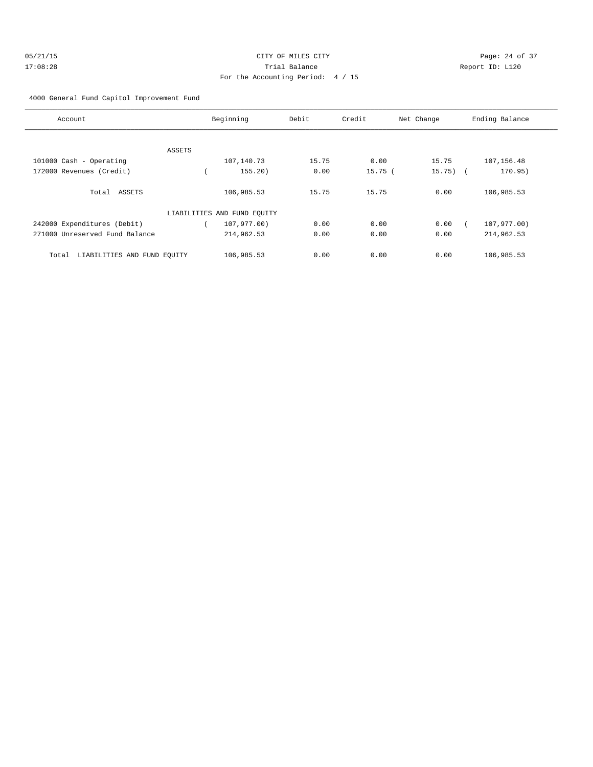CITY OF MILES CITY
Trial Balance
For the Accounting Period: 4 / 15

05/21/15 17:08:28 — Report ID: L120

4000 General Fund Capitol Improvement Fund

| Account | Beginning | Debit | Credit | Net Change | Ending Balance |
|---|---|---|---|---|---|
| ASSETS | | | | | |
| 101000 Cash - Operating | 107,140.73 | 15.75 | 0.00 | 15.75 | 107,156.48 |
| 172000 Revenues (Credit) | ( 155.20) | 0.00 | 15.75 | ( 15.75) | ( 170.95) |
| Total ASSETS | 106,985.53 | 15.75 | 15.75 | 0.00 | 106,985.53 |
| LIABILITIES AND FUND EQUITY | | | | | |
| 242000 Expenditures (Debit) | ( 107,977.00) | 0.00 | 0.00 | 0.00 | ( 107,977.00) |
| 271000 Unreserved Fund Balance | 214,962.53 | 0.00 | 0.00 | 0.00 | 214,962.53 |
| Total LIABILITIES AND FUND EQUITY | 106,985.53 | 0.00 | 0.00 | 0.00 | 106,985.53 |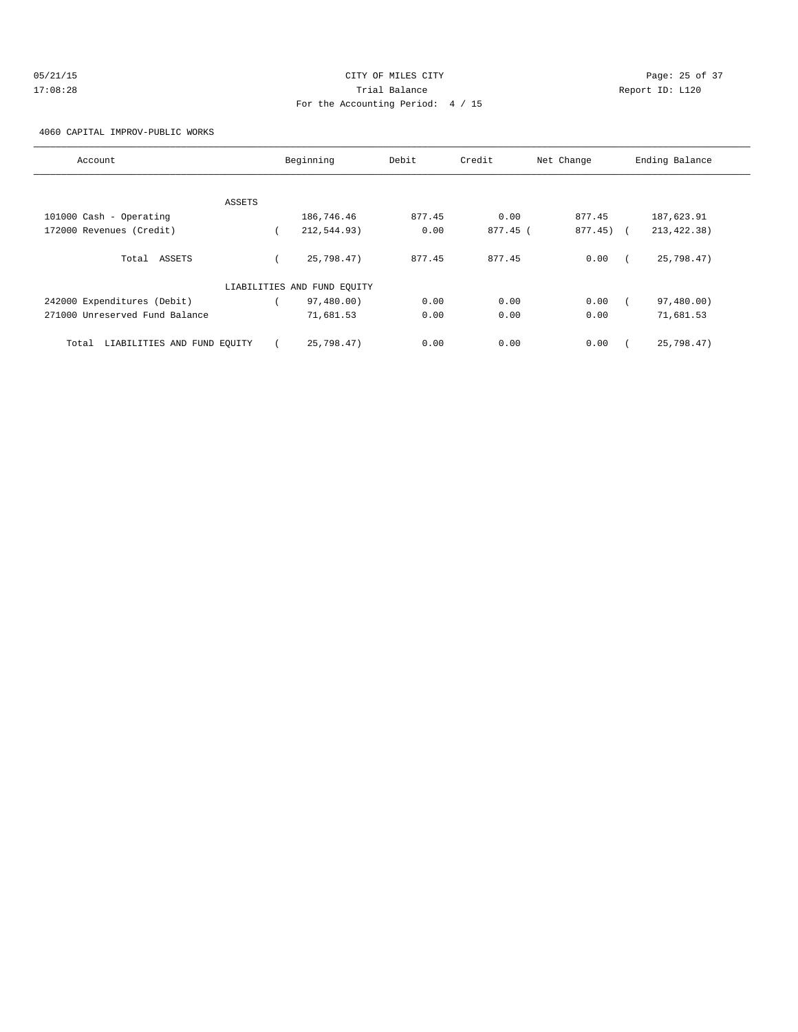CITY OF MILES CITY

Trial Balance

For the Accounting Period: 4 / 15

05/21/15
17:08:28

Report ID: L120

4060 CAPITAL IMPROV-PUBLIC WORKS

| Account | Beginning | Debit | Credit | Net Change | Ending Balance |
|---|---|---|---|---|---|
| ASSETS | | | | | |
| 101000 Cash - Operating | 186,746.46 | 877.45 | 0.00 | 877.45 | 187,623.91 |
| 172000 Revenues (Credit) | ( 212,544.93) | 0.00 | 877.45 | ( 877.45) | ( 213,422.38) |
| Total ASSETS | ( 25,798.47) | 877.45 | 877.45 | 0.00 | ( 25,798.47) |
| LIABILITIES AND FUND EQUITY | | | | | |
| 242000 Expenditures (Debit) | ( 97,480.00) | 0.00 | 0.00 | 0.00 | ( 97,480.00) |
| 271000 Unreserved Fund Balance | 71,681.53 | 0.00 | 0.00 | 0.00 | 71,681.53 |
| Total LIABILITIES AND FUND EQUITY | ( 25,798.47) | 0.00 | 0.00 | 0.00 | ( 25,798.47) |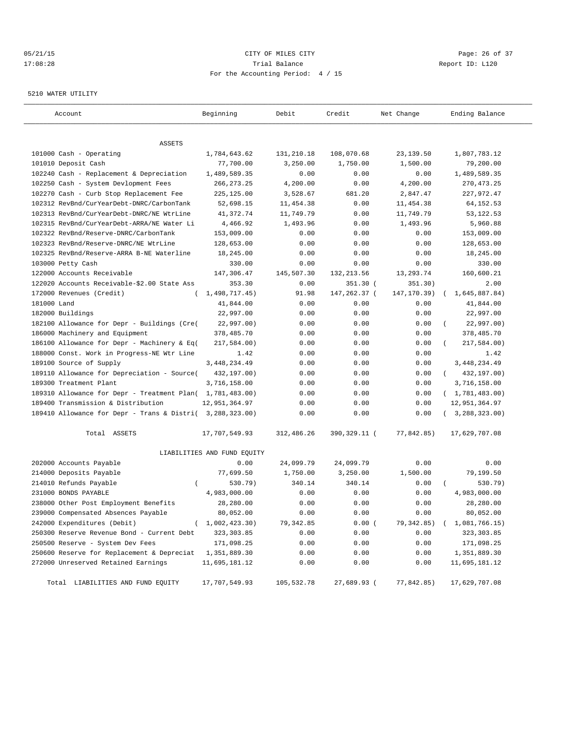05/21/15 CITY OF MILES CITY
17:08:28 Trial Balance Report ID: L120
For the Accounting Period: 4 / 15

5210 WATER UTILITY

| Account | Beginning | Debit | Credit | Net Change | Ending Balance |
|---|---|---|---|---|---|
| ASSETS | | | | | |
| 101000 Cash - Operating | 1,784,643.62 | 131,210.18 | 108,070.68 | 23,139.50 | 1,807,783.12 |
| 101010 Deposit Cash | 77,700.00 | 3,250.00 | 1,750.00 | 1,500.00 | 79,200.00 |
| 102240 Cash - Replacement & Depreciation | 1,489,589.35 | 0.00 | 0.00 | 0.00 | 1,489,589.35 |
| 102250 Cash - System Devlopment Fees | 266,273.25 | 4,200.00 | 0.00 | 4,200.00 | 270,473.25 |
| 102270 Cash - Curb Stop Replacement Fee | 225,125.00 | 3,528.67 | 681.20 | 2,847.47 | 227,972.47 |
| 102312 RevBnd/CurYearDebt-DNRC/CarbonTank | 52,698.15 | 11,454.38 | 0.00 | 11,454.38 | 64,152.53 |
| 102313 RevBnd/CurYearDebt-DNRC/NE WtrLine | 41,372.74 | 11,749.79 | 0.00 | 11,749.79 | 53,122.53 |
| 102315 RevBnd/CurYearDebt-ARRA/NE Water Li | 4,466.92 | 1,493.96 | 0.00 | 1,493.96 | 5,960.88 |
| 102322 RevBnd/Reserve-DNRC/CarbonTank | 153,009.00 | 0.00 | 0.00 | 0.00 | 153,009.00 |
| 102323 RevBnd/Reserve-DNRC/NE WtrLine | 128,653.00 | 0.00 | 0.00 | 0.00 | 128,653.00 |
| 102325 RevBnd/Reserve-ARRA B-NE Waterline | 18,245.00 | 0.00 | 0.00 | 0.00 | 18,245.00 |
| 103000 Petty Cash | 330.00 | 0.00 | 0.00 | 0.00 | 330.00 |
| 122000 Accounts Receivable | 147,306.47 | 145,507.30 | 132,213.56 | 13,293.74 | 160,600.21 |
| 122020 Accounts Receivable-$2.00 State Ass | 353.30 | 0.00 | 351.30 | ( 351.30) | 2.00 |
| 172000 Revenues (Credit) | ( 1,498,717.45) | 91.98 | 147,262.37 | ( 147,170.39) | ( 1,645,887.84) |
| 181000 Land | 41,844.00 | 0.00 | 0.00 | 0.00 | 41,844.00 |
| 182000 Buildings | 22,997.00 | 0.00 | 0.00 | 0.00 | 22,997.00 |
| 182100 Allowance for Depr - Buildings (Cre( | 22,997.00) | 0.00 | 0.00 | 0.00 | ( 22,997.00) |
| 186000 Machinery and Equipment | 378,485.70 | 0.00 | 0.00 | 0.00 | 378,485.70 |
| 186100 Allowance for Depr - Machinery & Eq( | 217,584.00) | 0.00 | 0.00 | 0.00 | ( 217,584.00) |
| 188000 Const. Work in Progress-NE Wtr Line | 1.42 | 0.00 | 0.00 | 0.00 | 1.42 |
| 189100 Source of Supply | 3,448,234.49 | 0.00 | 0.00 | 0.00 | 3,448,234.49 |
| 189110 Allowance for Depreciation - Source( | 432,197.00) | 0.00 | 0.00 | 0.00 | ( 432,197.00) |
| 189300 Treatment Plant | 3,716,158.00 | 0.00 | 0.00 | 0.00 | 3,716,158.00 |
| 189310 Allowance for Depr - Treatment Plan( | 1,781,483.00) | 0.00 | 0.00 | 0.00 | ( 1,781,483.00) |
| 189400 Transmission & Distribution | 12,951,364.97 | 0.00 | 0.00 | 0.00 | 12,951,364.97 |
| 189410 Allowance for Depr - Trans & Distri( | 3,288,323.00) | 0.00 | 0.00 | 0.00 | ( 3,288,323.00) |
| Total ASSETS | 17,707,549.93 | 312,486.26 | 390,329.11 | ( 77,842.85) | 17,629,707.08 |
| LIABILITIES AND FUND EQUITY | | | | | |
| 202000 Accounts Payable | 0.00 | 24,099.79 | 24,099.79 | 0.00 | 0.00 |
| 214000 Deposits Payable | 77,699.50 | 1,750.00 | 3,250.00 | 1,500.00 | 79,199.50 |
| 214010 Refunds Payable | ( 530.79) | 340.14 | 340.14 | 0.00 | ( 530.79) |
| 231000 BONDS PAYABLE | 4,983,000.00 | 0.00 | 0.00 | 0.00 | 4,983,000.00 |
| 238000 Other Post Employment Benefits | 28,280.00 | 0.00 | 0.00 | 0.00 | 28,280.00 |
| 239000 Compensated Absences Payable | 80,052.00 | 0.00 | 0.00 | 0.00 | 80,052.00 |
| 242000 Expenditures (Debit) | ( 1,002,423.30) | 79,342.85 | 0.00 | ( 79,342.85) | ( 1,081,766.15) |
| 250300 Reserve Revenue Bond - Current Debt | 323,303.85 | 0.00 | 0.00 | 0.00 | 323,303.85 |
| 250500 Reserve - System Dev Fees | 171,098.25 | 0.00 | 0.00 | 0.00 | 171,098.25 |
| 250600 Reserve for Replacement & Depreciat | 1,351,889.30 | 0.00 | 0.00 | 0.00 | 1,351,889.30 |
| 272000 Unreserved Retained Earnings | 11,695,181.12 | 0.00 | 0.00 | 0.00 | 11,695,181.12 |
| Total LIABILITIES AND FUND EQUITY | 17,707,549.93 | 105,532.78 | 27,689.93 | ( 77,842.85) | 17,629,707.08 |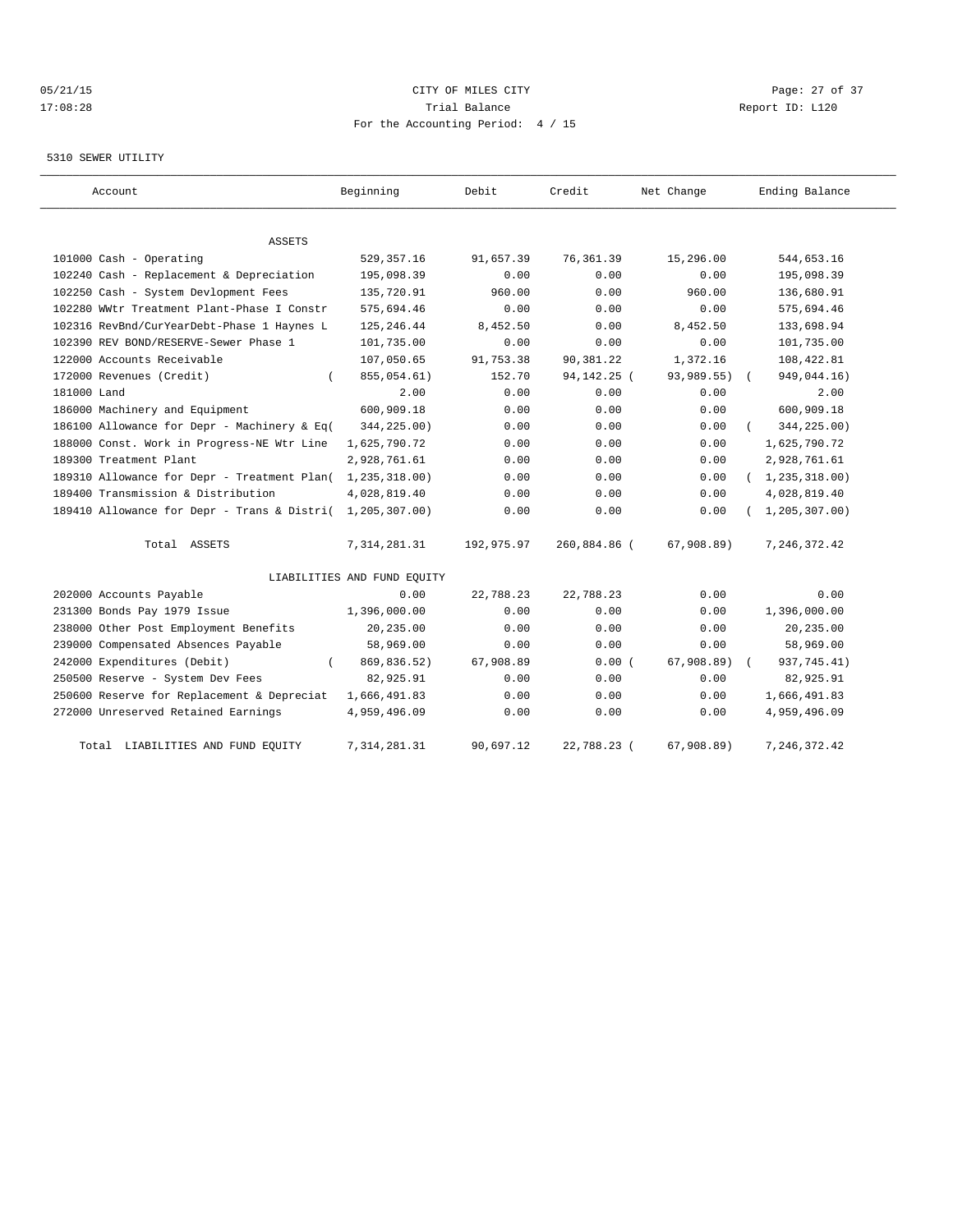05/21/15 CITY OF MILES CITY
17:08:28 Trial Balance Report ID: L120
For the Accounting Period: 4 / 15

5310 SEWER UTILITY

| Account | Beginning | Debit | Credit | Net Change | Ending Balance |
|---|---|---|---|---|---|
| ASSETS | | | | | |
| 101000 Cash - Operating | 529,357.16 | 91,657.39 | 76,361.39 | 15,296.00 | 544,653.16 |
| 102240 Cash - Replacement & Depreciation | 195,098.39 | 0.00 | 0.00 | 0.00 | 195,098.39 |
| 102250 Cash - System Devlopment Fees | 135,720.91 | 960.00 | 0.00 | 960.00 | 136,680.91 |
| 102280 WWtr Treatment Plant-Phase I Constr | 575,694.46 | 0.00 | 0.00 | 0.00 | 575,694.46 |
| 102316 RevBnd/CurYearDebt-Phase 1 Haynes L | 125,246.44 | 8,452.50 | 0.00 | 8,452.50 | 133,698.94 |
| 102390 REV BOND/RESERVE-Sewer Phase 1 | 101,735.00 | 0.00 | 0.00 | 0.00 | 101,735.00 |
| 122000 Accounts Receivable | 107,050.65 | 91,753.38 | 90,381.22 | 1,372.16 | 108,422.81 |
| 172000 Revenues (Credit) | ( 855,054.61) | 152.70 | 94,142.25 | ( 93,989.55) | ( 949,044.16) |
| 181000 Land | 2.00 | 0.00 | 0.00 | 0.00 | 2.00 |
| 186000 Machinery and Equipment | 600,909.18 | 0.00 | 0.00 | 0.00 | 600,909.18 |
| 186100 Allowance for Depr - Machinery & Eq | ( 344,225.00) | 0.00 | 0.00 | 0.00 | ( 344,225.00) |
| 188000 Const. Work in Progress-NE Wtr Line | 1,625,790.72 | 0.00 | 0.00 | 0.00 | 1,625,790.72 |
| 189300 Treatment Plant | 2,928,761.61 | 0.00 | 0.00 | 0.00 | 2,928,761.61 |
| 189310 Allowance for Depr - Treatment Plan | ( 1,235,318.00) | 0.00 | 0.00 | 0.00 | ( 1,235,318.00) |
| 189400 Transmission & Distribution | 4,028,819.40 | 0.00 | 0.00 | 0.00 | 4,028,819.40 |
| 189410 Allowance for Depr - Trans & Distri | ( 1,205,307.00) | 0.00 | 0.00 | 0.00 | ( 1,205,307.00) |
| Total ASSETS | 7,314,281.31 | 192,975.97 | 260,884.86 | ( 67,908.89) | 7,246,372.42 |
| LIABILITIES AND FUND EQUITY | | | | | |
| 202000 Accounts Payable | 0.00 | 22,788.23 | 22,788.23 | 0.00 | 0.00 |
| 231300 Bonds Pay 1979 Issue | 1,396,000.00 | 0.00 | 0.00 | 0.00 | 1,396,000.00 |
| 238000 Other Post Employment Benefits | 20,235.00 | 0.00 | 0.00 | 0.00 | 20,235.00 |
| 239000 Compensated Absences Payable | 58,969.00 | 0.00 | 0.00 | 0.00 | 58,969.00 |
| 242000 Expenditures (Debit) | ( 869,836.52) | 67,908.89 | 0.00 | ( 67,908.89) | ( 937,745.41) |
| 250500 Reserve - System Dev Fees | 82,925.91 | 0.00 | 0.00 | 0.00 | 82,925.91 |
| 250600 Reserve for Replacement & Depreciat | 1,666,491.83 | 0.00 | 0.00 | 0.00 | 1,666,491.83 |
| 272000 Unreserved Retained Earnings | 4,959,496.09 | 0.00 | 0.00 | 0.00 | 4,959,496.09 |
| Total LIABILITIES AND FUND EQUITY | 7,314,281.31 | 90,697.12 | 22,788.23 | ( 67,908.89) | 7,246,372.42 |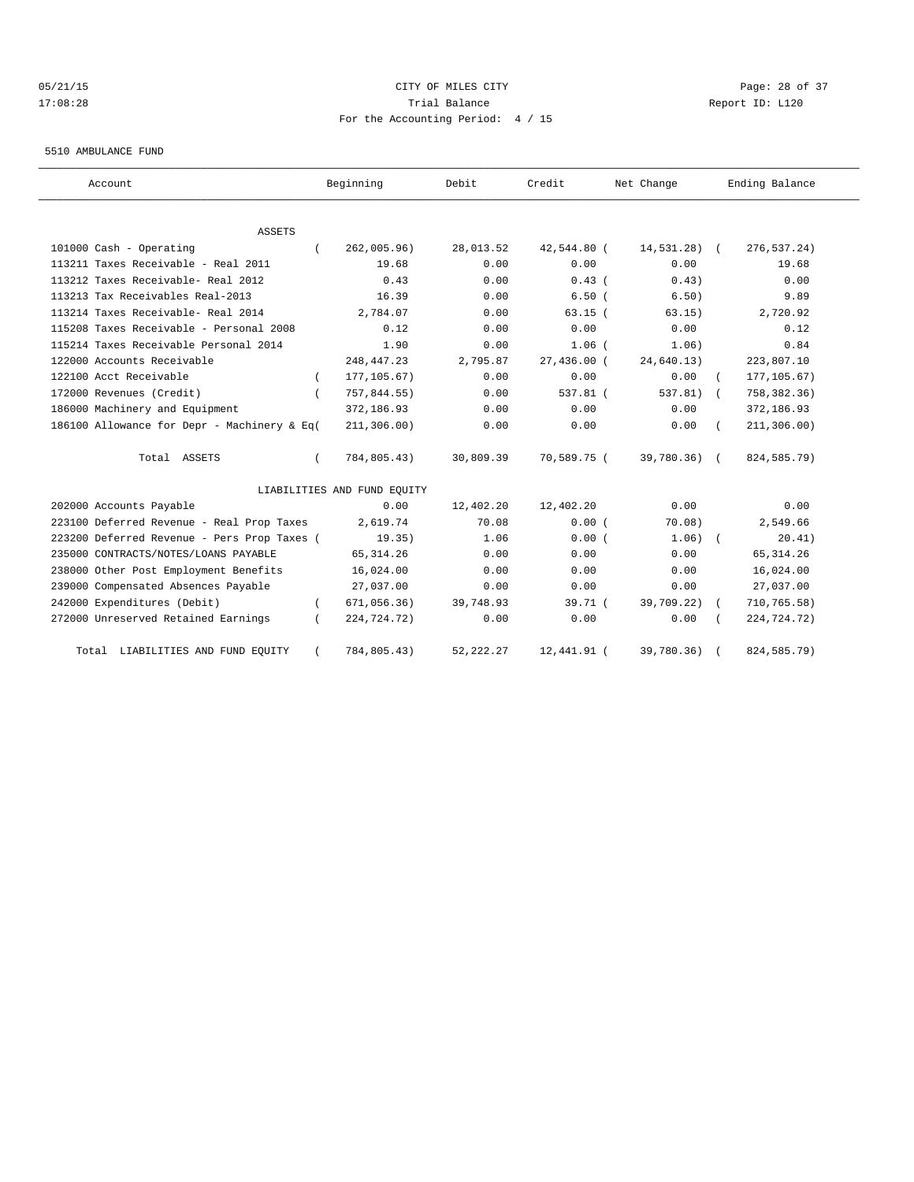CITY OF MILES CITY

Trial Balance

For the Accounting Period: 4 / 15

05/21/15 17:08:28 Report ID: L120

5510 AMBULANCE FUND

| Account | Beginning | Debit | Credit | Net Change | Ending Balance |
|---|---|---|---|---|---|
| ASSETS | | | | | |
| 101000 Cash - Operating | ( 262,005.96) | 28,013.52 | 42,544.80 | ( 14,531.28) | ( 276,537.24) |
| 113211 Taxes Receivable - Real 2011 | 19.68 | 0.00 | 0.00 | 0.00 | 19.68 |
| 113212 Taxes Receivable- Real 2012 | 0.43 | 0.00 | 0.43 | ( 0.43) | 0.00 |
| 113213 Tax Receivables Real-2013 | 16.39 | 0.00 | 6.50 | ( 6.50) | 9.89 |
| 113214 Taxes Receivable- Real 2014 | 2,784.07 | 0.00 | 63.15 | ( 63.15) | 2,720.92 |
| 115208 Taxes Receivable - Personal 2008 | 0.12 | 0.00 | 0.00 | 0.00 | 0.12 |
| 115214 Taxes Receivable Personal 2014 | 1.90 | 0.00 | 1.06 | ( 1.06) | 0.84 |
| 122000 Accounts Receivable | 248,447.23 | 2,795.87 | 27,436.00 | ( 24,640.13) | 223,807.10 |
| 122100 Acct Receivable | ( 177,105.67) | 0.00 | 0.00 | 0.00 | ( 177,105.67) |
| 172000 Revenues (Credit) | ( 757,844.55) | 0.00 | 537.81 | ( 537.81) | ( 758,382.36) |
| 186000 Machinery and Equipment | 372,186.93 | 0.00 | 0.00 | 0.00 | 372,186.93 |
| 186100 Allowance for Depr - Machinery & Eq( | 211,306.00) | 0.00 | 0.00 | 0.00 | ( 211,306.00) |
| Total ASSETS | ( 784,805.43) | 30,809.39 | 70,589.75 | ( 39,780.36) | ( 824,585.79) |
| LIABILITIES AND FUND EQUITY | | | | | |
| 202000 Accounts Payable | 0.00 | 12,402.20 | 12,402.20 | 0.00 | 0.00 |
| 223100 Deferred Revenue - Real Prop Taxes | 2,619.74 | 70.08 | 0.00 | ( 70.08) | 2,549.66 |
| 223200 Deferred Revenue - Pers Prop Taxes ( | 19.35) | 1.06 | 0.00 | ( 1.06) | ( 20.41) |
| 235000 CONTRACTS/NOTES/LOANS PAYABLE | 65,314.26 | 0.00 | 0.00 | 0.00 | 65,314.26 |
| 238000 Other Post Employment Benefits | 16,024.00 | 0.00 | 0.00 | 0.00 | 16,024.00 |
| 239000 Compensated Absences Payable | 27,037.00 | 0.00 | 0.00 | 0.00 | 27,037.00 |
| 242000 Expenditures (Debit) | ( 671,056.36) | 39,748.93 | 39.71 | ( 39,709.22) | ( 710,765.58) |
| 272000 Unreserved Retained Earnings | ( 224,724.72) | 0.00 | 0.00 | 0.00 | ( 224,724.72) |
| Total LIABILITIES AND FUND EQUITY | ( 784,805.43) | 52,222.27 | 12,441.91 | ( 39,780.36) | ( 824,585.79) |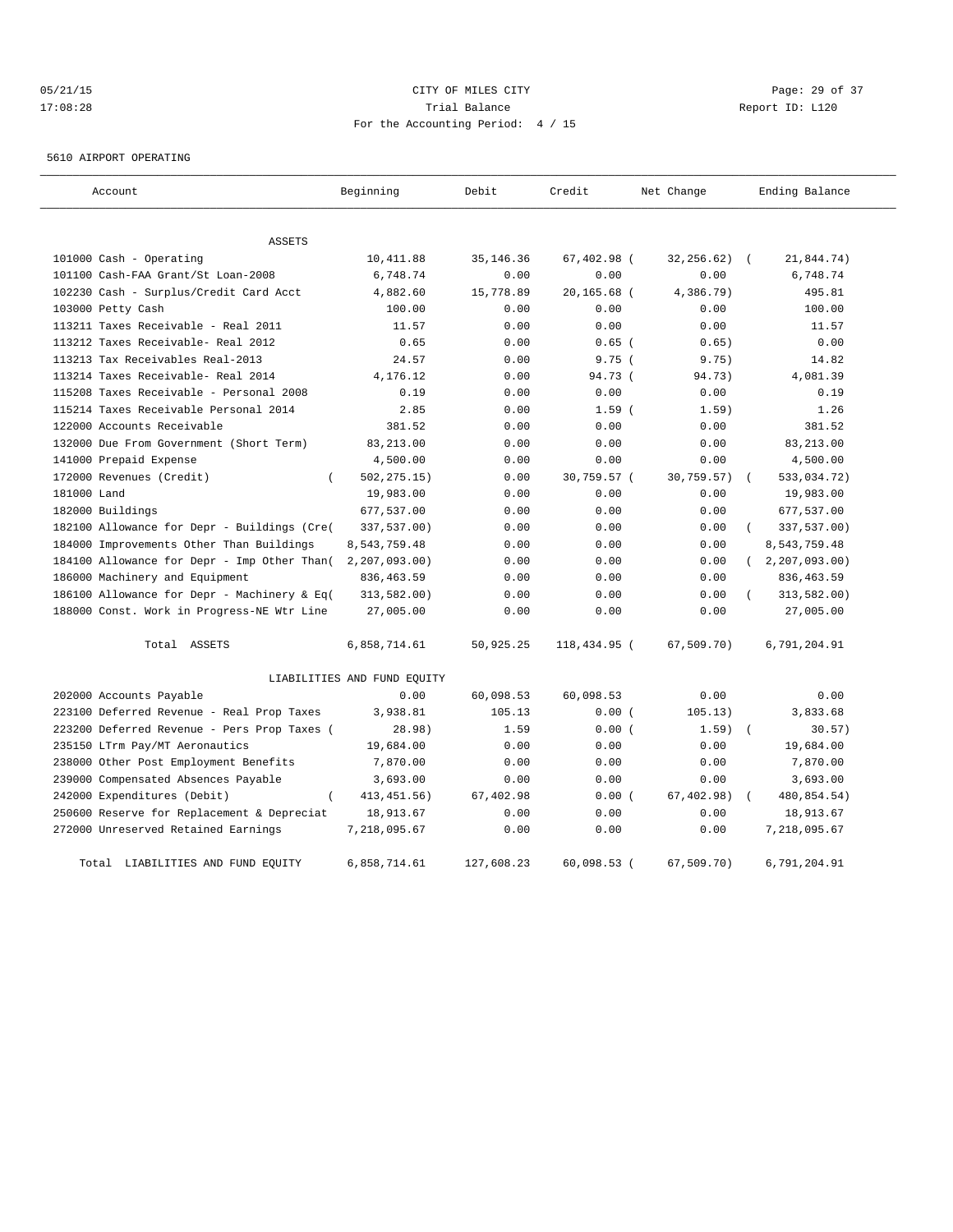CITY OF MILES CITY
Trial Balance
For the Accounting Period: 4 / 15

05/21/15
17:08:28

Report ID: L120

5610 AIRPORT OPERATING

| Account | Beginning | Debit | Credit | Net Change | Ending Balance |
|---|---|---|---|---|---|
| **ASSETS** | | | | | |
| 101000 Cash - Operating | 10,411.88 | 35,146.36 | 67,402.98 | ( 32,256.62) | ( 21,844.74) |
| 101100 Cash-FAA Grant/St Loan-2008 | 6,748.74 | 0.00 | 0.00 | 0.00 | 6,748.74 |
| 102230 Cash - Surplus/Credit Card Acct | 4,882.60 | 15,778.89 | 20,165.68 | ( 4,386.79) | 495.81 |
| 103000 Petty Cash | 100.00 | 0.00 | 0.00 | 0.00 | 100.00 |
| 113211 Taxes Receivable - Real 2011 | 11.57 | 0.00 | 0.00 | 0.00 | 11.57 |
| 113212 Taxes Receivable- Real 2012 | 0.65 | 0.00 | 0.65 | ( 0.65) | 0.00 |
| 113213 Tax Receivables Real-2013 | 24.57 | 0.00 | 9.75 | ( 9.75) | 14.82 |
| 113214 Taxes Receivable- Real 2014 | 4,176.12 | 0.00 | 94.73 | ( 94.73) | 4,081.39 |
| 115208 Taxes Receivable - Personal 2008 | 0.19 | 0.00 | 0.00 | 0.00 | 0.19 |
| 115214 Taxes Receivable Personal 2014 | 2.85 | 0.00 | 1.59 | ( 1.59) | 1.26 |
| 122000 Accounts Receivable | 381.52 | 0.00 | 0.00 | 0.00 | 381.52 |
| 132000 Due From Government (Short Term) | 83,213.00 | 0.00 | 0.00 | 0.00 | 83,213.00 |
| 141000 Prepaid Expense | 4,500.00 | 0.00 | 0.00 | 0.00 | 4,500.00 |
| 172000 Revenues (Credit) | ( 502,275.15) | 0.00 | 30,759.57 | ( 30,759.57) | ( 533,034.72) |
| 181000 Land | 19,983.00 | 0.00 | 0.00 | 0.00 | 19,983.00 |
| 182000 Buildings | 677,537.00 | 0.00 | 0.00 | 0.00 | 677,537.00 |
| 182100 Allowance for Depr - Buildings (Cre( | 337,537.00) | 0.00 | 0.00 | 0.00 | ( 337,537.00) |
| 184000 Improvements Other Than Buildings | 8,543,759.48 | 0.00 | 0.00 | 0.00 | 8,543,759.48 |
| 184100 Allowance for Depr - Imp Other Than( | 2,207,093.00) | 0.00 | 0.00 | 0.00 | ( 2,207,093.00) |
| 186000 Machinery and Equipment | 836,463.59 | 0.00 | 0.00 | 0.00 | 836,463.59 |
| 186100 Allowance for Depr - Machinery & Eq( | 313,582.00) | 0.00 | 0.00 | 0.00 | ( 313,582.00) |
| 188000 Const. Work in Progress-NE Wtr Line | 27,005.00 | 0.00 | 0.00 | 0.00 | 27,005.00 |
| Total ASSETS | 6,858,714.61 | 50,925.25 | 118,434.95 | ( 67,509.70) | 6,791,204.91 |
| **LIABILITIES AND FUND EQUITY** | | | | | |
| 202000 Accounts Payable | 0.00 | 60,098.53 | 60,098.53 | 0.00 | 0.00 |
| 223100 Deferred Revenue - Real Prop Taxes | 3,938.81 | 105.13 | 0.00 | ( 105.13) | 3,833.68 |
| 223200 Deferred Revenue - Pers Prop Taxes ( | 28.98) | 1.59 | 0.00 | ( 1.59) | ( 30.57) |
| 235150 LTrm Pay/MT Aeronautics | 19,684.00 | 0.00 | 0.00 | 0.00 | 19,684.00 |
| 238000 Other Post Employment Benefits | 7,870.00 | 0.00 | 0.00 | 0.00 | 7,870.00 |
| 239000 Compensated Absences Payable | 3,693.00 | 0.00 | 0.00 | 0.00 | 3,693.00 |
| 242000 Expenditures (Debit) | ( 413,451.56) | 67,402.98 | 0.00 | ( 67,402.98) | ( 480,854.54) |
| 250600 Reserve for Replacement & Depreciat | 18,913.67 | 0.00 | 0.00 | 0.00 | 18,913.67 |
| 272000 Unreserved Retained Earnings | 7,218,095.67 | 0.00 | 0.00 | 0.00 | 7,218,095.67 |
| Total LIABILITIES AND FUND EQUITY | 6,858,714.61 | 127,608.23 | 60,098.53 | ( 67,509.70) | 6,791,204.91 |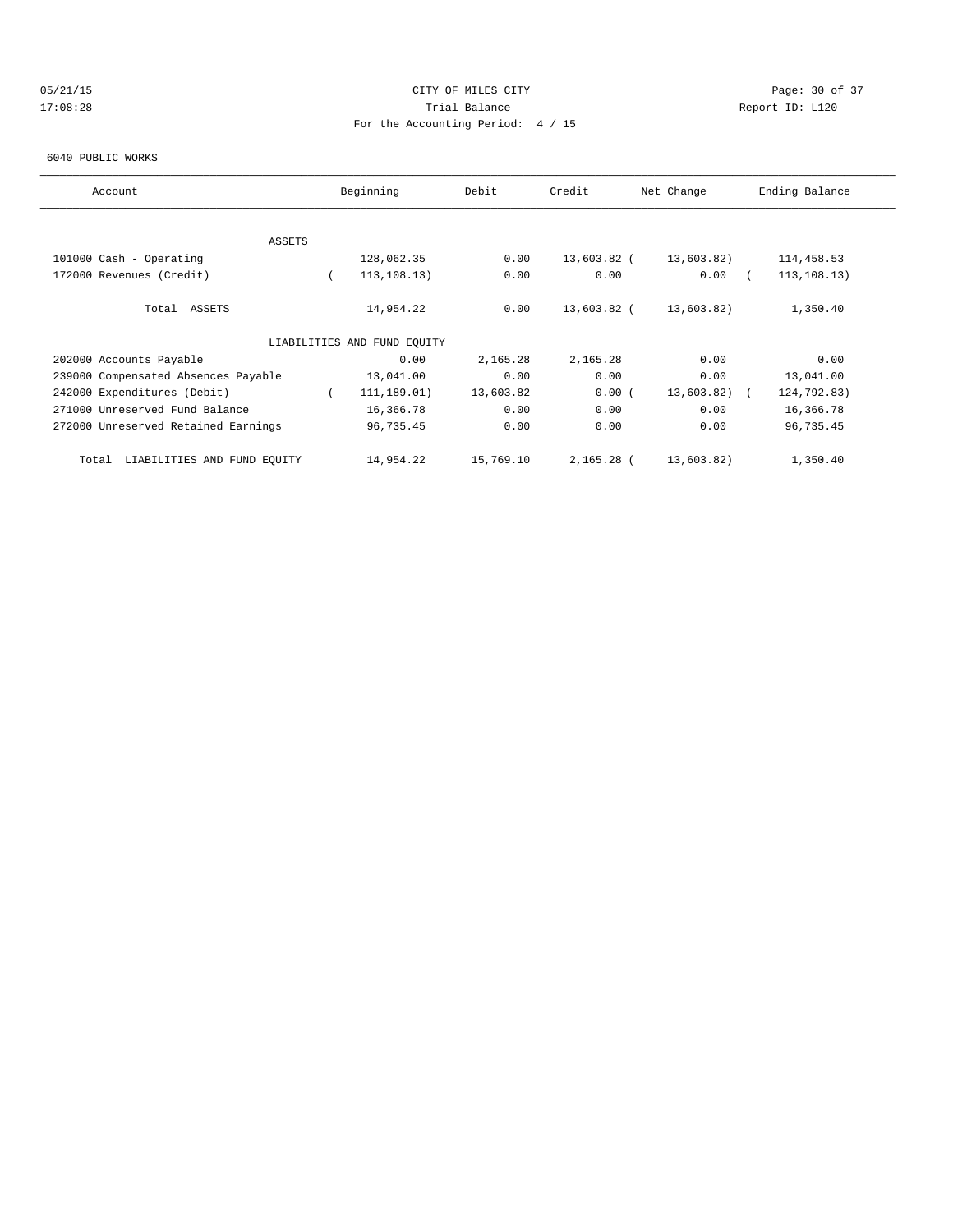CITY OF MILES CITY
Trial Balance
For the Accounting Period: 4 / 15

05/21/15
17:08:28

Report ID: L120

6040 PUBLIC WORKS

| Account | Beginning | Debit | Credit | Net Change | Ending Balance |
|---|---|---|---|---|---|
| ASSETS | | | | | |
| 101000 Cash - Operating | 128,062.35 | 0.00 | 13,603.82 | ( 13,603.82) | 114,458.53 |
| 172000 Revenues (Credit) | ( 113,108.13) | 0.00 | 0.00 | 0.00 | ( 113,108.13) |
| Total ASSETS | 14,954.22 | 0.00 | 13,603.82 | ( 13,603.82) | 1,350.40 |
| LIABILITIES AND FUND EQUITY | | | | | |
| 202000 Accounts Payable | 0.00 | 2,165.28 | 2,165.28 | 0.00 | 0.00 |
| 239000 Compensated Absences Payable | 13,041.00 | 0.00 | 0.00 | 0.00 | 13,041.00 |
| 242000 Expenditures (Debit) | ( 111,189.01) | 13,603.82 | 0.00 | ( 13,603.82) | ( 124,792.83) |
| 271000 Unreserved Fund Balance | 16,366.78 | 0.00 | 0.00 | 0.00 | 16,366.78 |
| 272000 Unreserved Retained Earnings | 96,735.45 | 0.00 | 0.00 | 0.00 | 96,735.45 |
| Total LIABILITIES AND FUND EQUITY | 14,954.22 | 15,769.10 | 2,165.28 | ( 13,603.82) | 1,350.40 |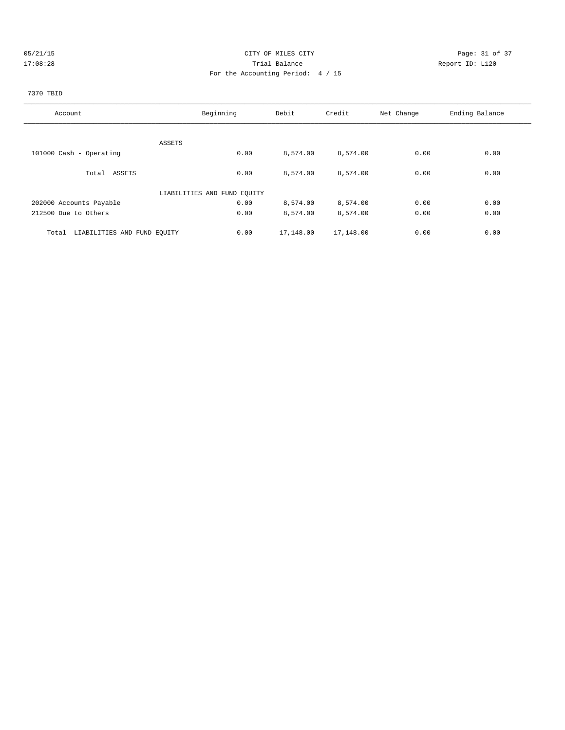CITY OF MILES CITY
Trial Balance
For the Accounting Period: 4 / 15

05/21/15
17:08:28

Report ID: L120

7370 TBID

| Account | Beginning | Debit | Credit | Net Change | Ending Balance |
|---|---|---|---|---|---|
| ASSETS | | | | | |
| 101000 Cash - Operating | 0.00 | 8,574.00 | 8,574.00 | 0.00 | 0.00 |
| Total ASSETS | 0.00 | 8,574.00 | 8,574.00 | 0.00 | 0.00 |
| LIABILITIES AND FUND EQUITY | | | | | |
| 202000 Accounts Payable | 0.00 | 8,574.00 | 8,574.00 | 0.00 | 0.00 |
| 212500 Due to Others | 0.00 | 8,574.00 | 8,574.00 | 0.00 | 0.00 |
| Total LIABILITIES AND FUND EQUITY | 0.00 | 17,148.00 | 17,148.00 | 0.00 | 0.00 |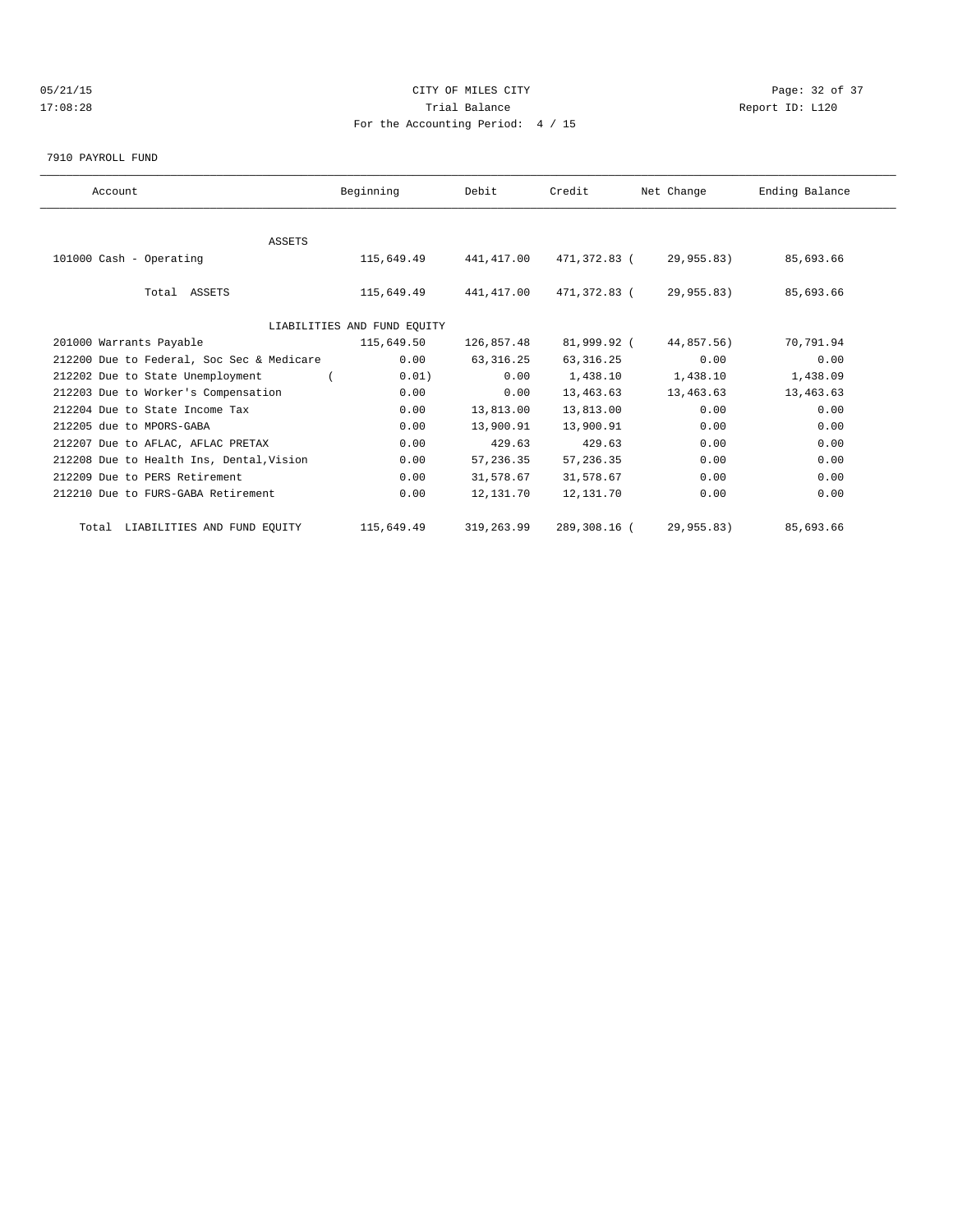CITY OF MILES CITY

Trial Balance

For the Accounting Period: 4 / 15

7910 PAYROLL FUND

| Account | Beginning | Debit | Credit | Net Change | Ending Balance |
|---|---|---|---|---|---|
| ASSETS | | | | | |
| 101000 Cash - Operating | 115,649.49 | 441,417.00 | 471,372.83 | ( 29,955.83) | 85,693.66 |
| Total ASSETS | 115,649.49 | 441,417.00 | 471,372.83 | ( 29,955.83) | 85,693.66 |
| LIABILITIES AND FUND EQUITY | | | | | |
| 201000 Warrants Payable | 115,649.50 | 126,857.48 | 81,999.92 | ( 44,857.56) | 70,791.94 |
| 212200 Due to Federal, Soc Sec & Medicare | 0.00 | 63,316.25 | 63,316.25 | 0.00 | 0.00 |
| 212202 Due to State Unemployment | ( 0.01) | 0.00 | 1,438.10 | 1,438.10 | 1,438.09 |
| 212203 Due to Worker's Compensation | 0.00 | 0.00 | 13,463.63 | 13,463.63 | 13,463.63 |
| 212204 Due to State Income Tax | 0.00 | 13,813.00 | 13,813.00 | 0.00 | 0.00 |
| 212205 due to MPORS-GABA | 0.00 | 13,900.91 | 13,900.91 | 0.00 | 0.00 |
| 212207 Due to AFLAC, AFLAC PRETAX | 0.00 | 429.63 | 429.63 | 0.00 | 0.00 |
| 212208 Due to Health Ins, Dental,Vision | 0.00 | 57,236.35 | 57,236.35 | 0.00 | 0.00 |
| 212209 Due to PERS Retirement | 0.00 | 31,578.67 | 31,578.67 | 0.00 | 0.00 |
| 212210 Due to FURS-GABA Retirement | 0.00 | 12,131.70 | 12,131.70 | 0.00 | 0.00 |
| Total LIABILITIES AND FUND EQUITY | 115,649.49 | 319,263.99 | 289,308.16 | ( 29,955.83) | 85,693.66 |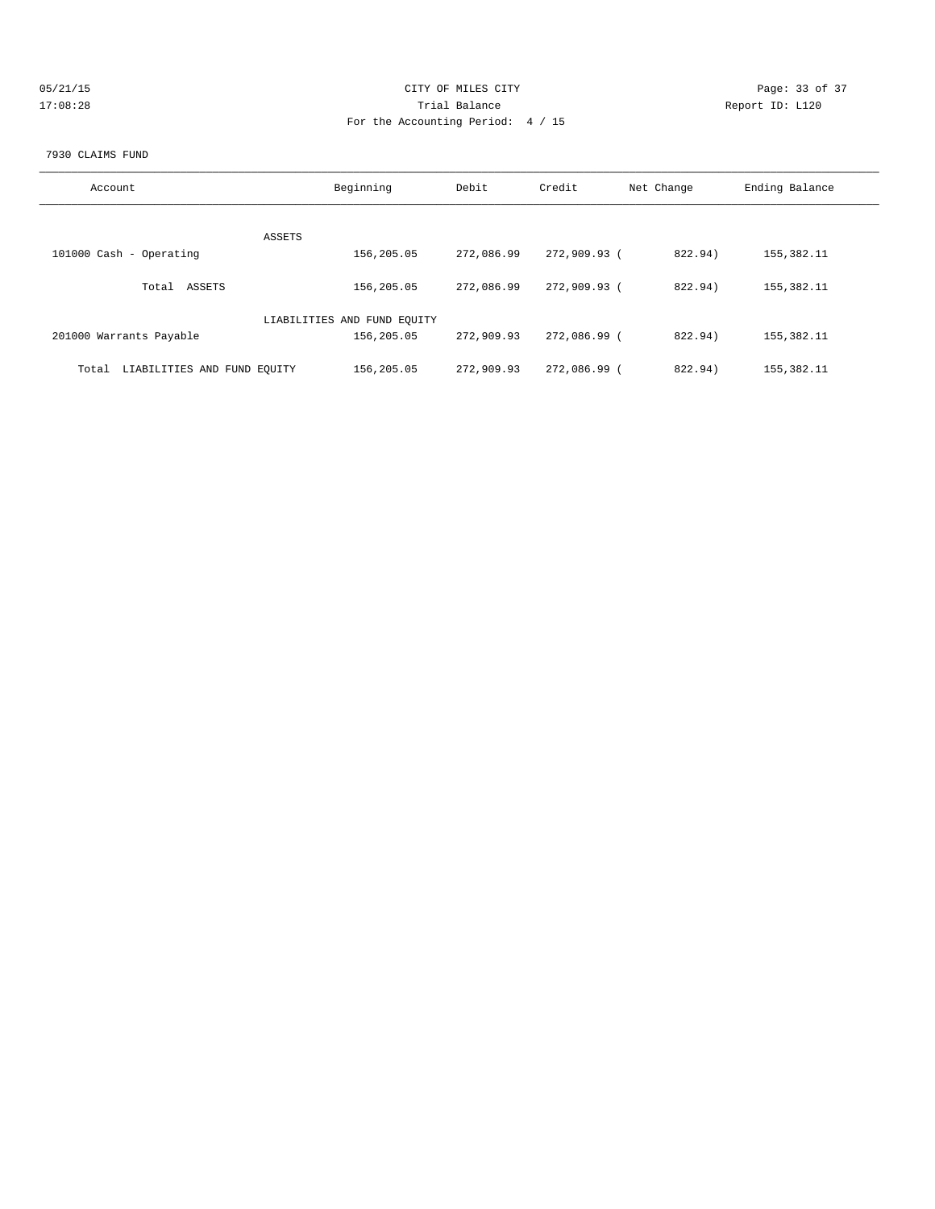CITY OF MILES CITY

Trial Balance

For the Accounting Period: 4 / 15

05/21/15 17:08:28

Report ID: L120

7930 CLAIMS FUND

| Account | Beginning | Debit | Credit | Net Change | Ending Balance |
|---|---|---|---|---|---|
| ASSETS | | | | | |
| 101000 Cash - Operating | 156,205.05 | 272,086.99 | 272,909.93 | ( 822.94) | 155,382.11 |
| Total ASSETS | 156,205.05 | 272,086.99 | 272,909.93 | ( 822.94) | 155,382.11 |
| LIABILITIES AND FUND EQUITY | | | | | |
| 201000 Warrants Payable | 156,205.05 | 272,909.93 | 272,086.99 | ( 822.94) | 155,382.11 |
| Total LIABILITIES AND FUND EQUITY | 156,205.05 | 272,909.93 | 272,086.99 | ( 822.94) | 155,382.11 |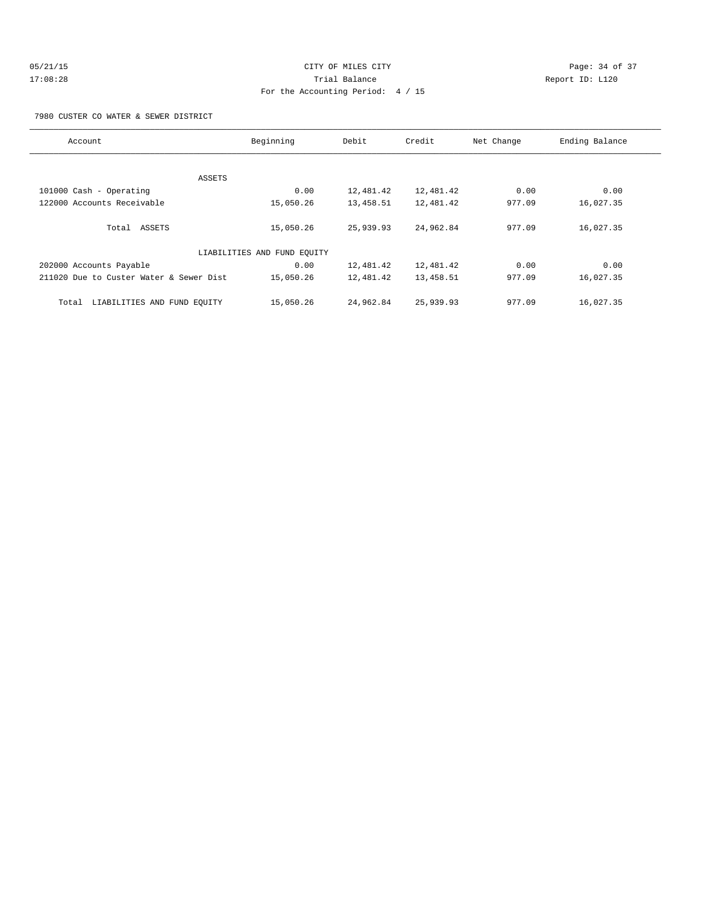CITY OF MILES CITY
Trial Balance
For the Accounting Period: 4 / 15

05/21/15 17:08:28 Report ID: L120

7980 CUSTER CO WATER & SEWER DISTRICT

| Account | Beginning | Debit | Credit | Net Change | Ending Balance |
|---|---|---|---|---|---|
| ASSETS | | | | | |
| 101000 Cash - Operating | 0.00 | 12,481.42 | 12,481.42 | 0.00 | 0.00 |
| 122000 Accounts Receivable | 15,050.26 | 13,458.51 | 12,481.42 | 977.09 | 16,027.35 |
| Total ASSETS | 15,050.26 | 25,939.93 | 24,962.84 | 977.09 | 16,027.35 |
| LIABILITIES AND FUND EQUITY | | | | | |
| 202000 Accounts Payable | 0.00 | 12,481.42 | 12,481.42 | 0.00 | 0.00 |
| 211020 Due to Custer Water & Sewer Dist | 15,050.26 | 12,481.42 | 13,458.51 | 977.09 | 16,027.35 |
| Total LIABILITIES AND FUND EQUITY | 15,050.26 | 24,962.84 | 25,939.93 | 977.09 | 16,027.35 |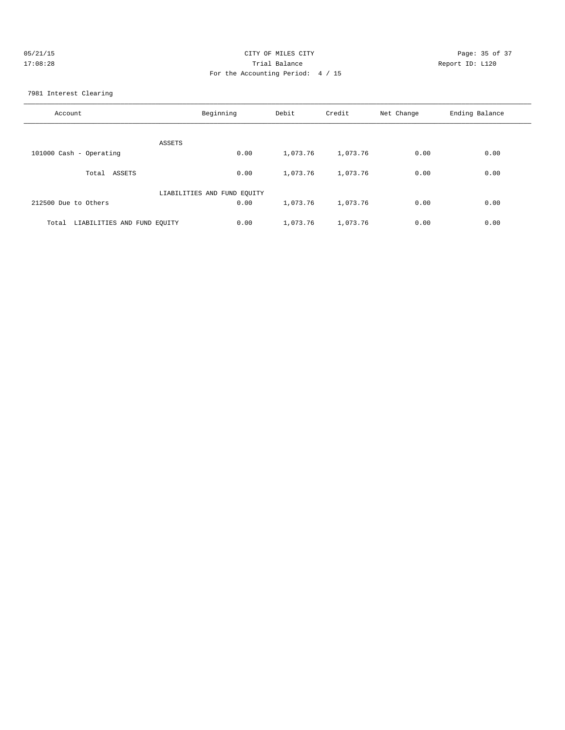CITY OF MILES CITY
Trial Balance
For the Accounting Period: 4 / 15

05/21/15
17:08:28

Report ID: L120

7981 Interest Clearing

| Account | Beginning | Debit | Credit | Net Change | Ending Balance |
|---|---|---|---|---|---|
| ASSETS | | | | | |
| 101000 Cash - Operating | 0.00 | 1,073.76 | 1,073.76 | 0.00 | 0.00 |
| Total ASSETS | 0.00 | 1,073.76 | 1,073.76 | 0.00 | 0.00 |
| LIABILITIES AND FUND EQUITY | | | | | |
| 212500 Due to Others | 0.00 | 1,073.76 | 1,073.76 | 0.00 | 0.00 |
| Total LIABILITIES AND FUND EQUITY | 0.00 | 1,073.76 | 1,073.76 | 0.00 | 0.00 |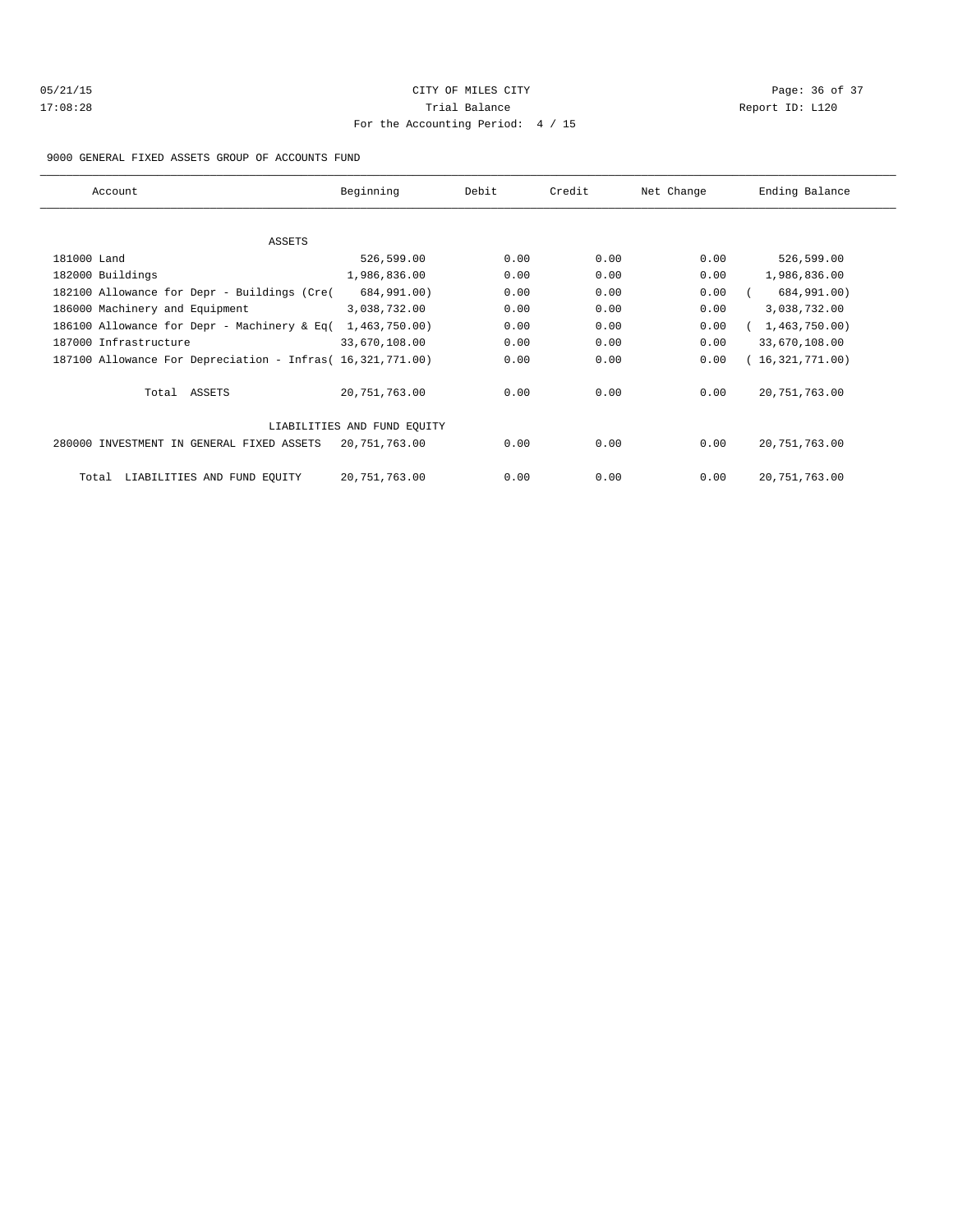CITY OF MILES CITY

Trial Balance

For the Accounting Period: 4 / 15

05/21/15 17:08:28 — Report ID: L120

9000 GENERAL FIXED ASSETS GROUP OF ACCOUNTS FUND

| Account | Beginning | Debit | Credit | Net Change | Ending Balance |
|---|---|---|---|---|---|
| **ASSETS** | | | | | |
| 181000 Land | 526,599.00 | 0.00 | 0.00 | 0.00 | 526,599.00 |
| 182000 Buildings | 1,986,836.00 | 0.00 | 0.00 | 0.00 | 1,986,836.00 |
| 182100 Allowance for Depr - Buildings (Cre( | 684,991.00) | 0.00 | 0.00 | 0.00 | ( 684,991.00) |
| 186000 Machinery and Equipment | 3,038,732.00 | 0.00 | 0.00 | 0.00 | 3,038,732.00 |
| 186100 Allowance for Depr - Machinery & Eq( | 1,463,750.00) | 0.00 | 0.00 | 0.00 | ( 1,463,750.00) |
| 187000 Infrastructure | 33,670,108.00 | 0.00 | 0.00 | 0.00 | 33,670,108.00 |
| 187100 Allowance For Depreciation - Infras( | 16,321,771.00) | 0.00 | 0.00 | 0.00 | ( 16,321,771.00) |
| Total ASSETS | 20,751,763.00 | 0.00 | 0.00 | 0.00 | 20,751,763.00 |
| **LIABILITIES AND FUND EQUITY** | | | | | |
| 280000 INVESTMENT IN GENERAL FIXED ASSETS | 20,751,763.00 | 0.00 | 0.00 | 0.00 | 20,751,763.00 |
| Total LIABILITIES AND FUND EQUITY | 20,751,763.00 | 0.00 | 0.00 | 0.00 | 20,751,763.00 |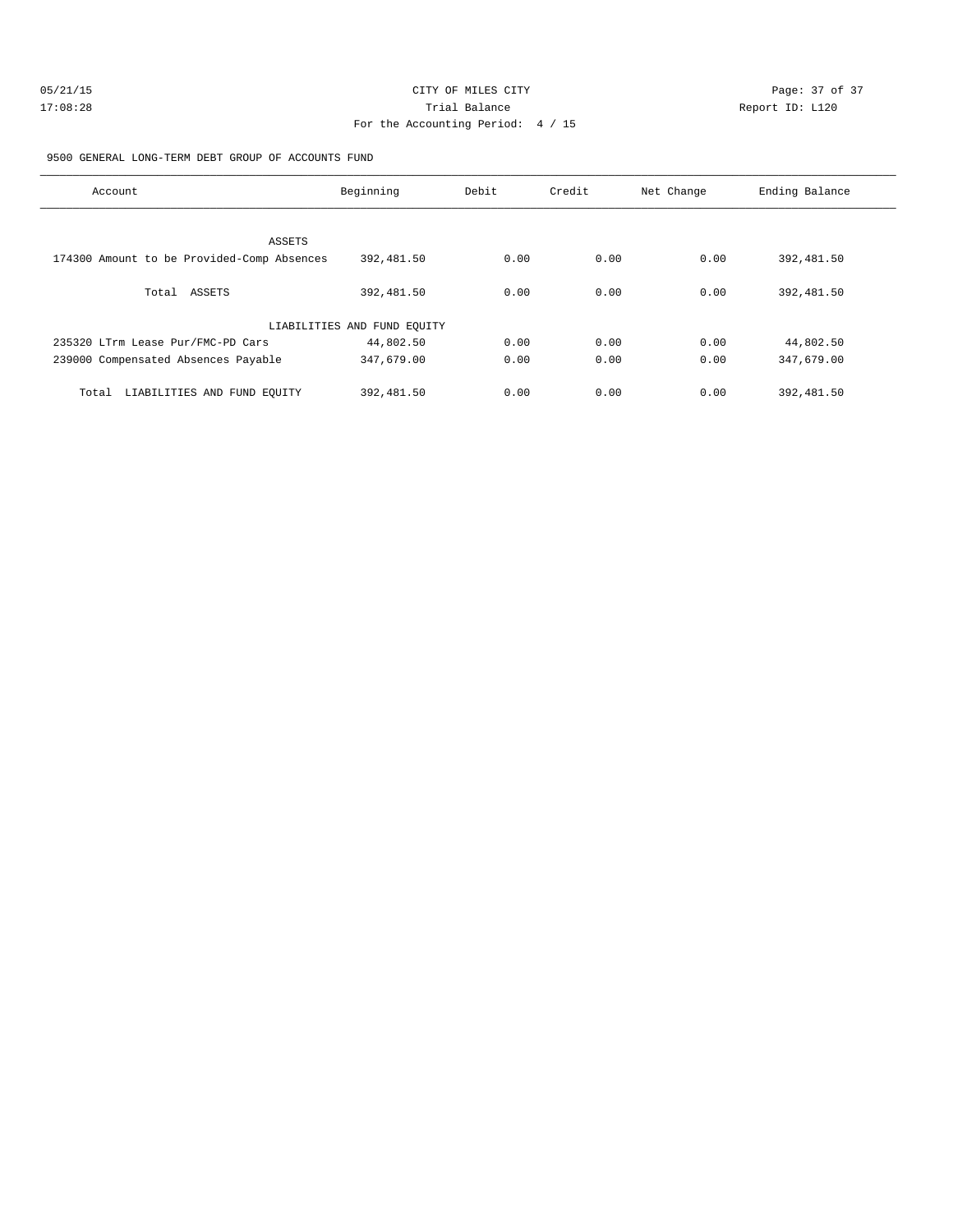CITY OF MILES CITY
Trial Balance
For the Accounting Period: 4 / 15

05/21/15 17:08:28 Report ID: L120

9500 GENERAL LONG-TERM DEBT GROUP OF ACCOUNTS FUND

| Account | Beginning | Debit | Credit | Net Change | Ending Balance |
|---|---|---|---|---|---|
| ASSETS | | | | | |
| 174300 Amount to be Provided-Comp Absences | 392,481.50 | 0.00 | 0.00 | 0.00 | 392,481.50 |
| Total ASSETS | 392,481.50 | 0.00 | 0.00 | 0.00 | 392,481.50 |
| LIABILITIES AND FUND EQUITY | | | | | |
| 235320 LTrm Lease Pur/FMC-PD Cars | 44,802.50 | 0.00 | 0.00 | 0.00 | 44,802.50 |
| 239000 Compensated Absences Payable | 347,679.00 | 0.00 | 0.00 | 0.00 | 347,679.00 |
| Total LIABILITIES AND FUND EQUITY | 392,481.50 | 0.00 | 0.00 | 0.00 | 392,481.50 |